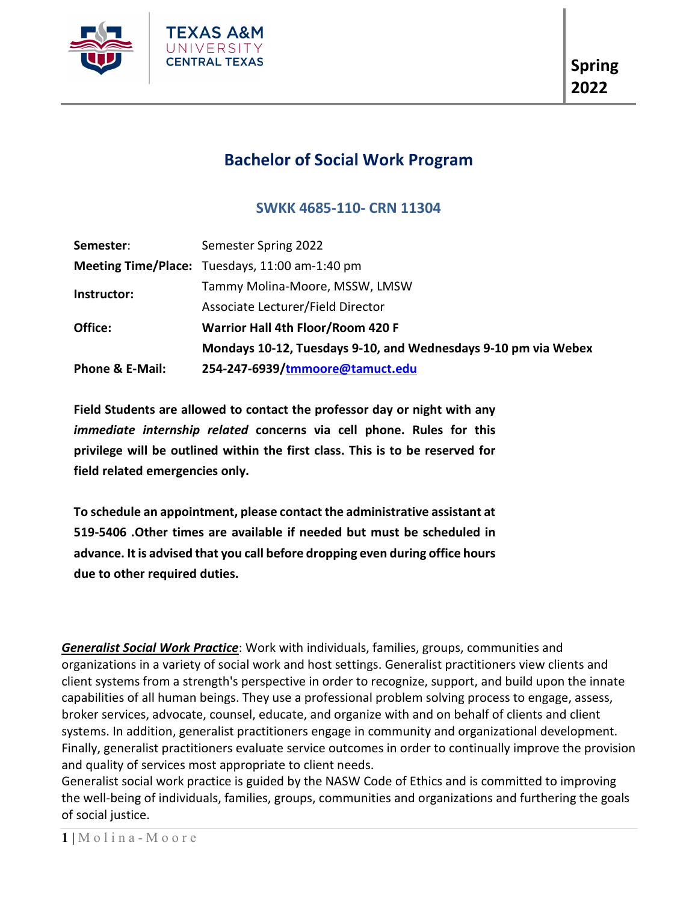Texas A&M University Central Texas

**Spring 2022**

# Bachelor of Social Work Program

## SWKK 4685-110- CRN 11304

| | |
|---|---|
| **Semester**: | Semester Spring 2022 |
| **Meeting Time/Place:** | Tuesdays, 11:00 am-1:40 pm |
| **Instructor:** | Tammy Molina-Moore, MSSW, LMSW<br>Associate Lecturer/Field Director |
| **Office:** | **Warrior Hall 4th Floor/Room 420 F** |
| | **Mondays 10-12, Tuesdays 9-10, and Wednesdays 9-10 pm via Webex** |
| **Phone & E-Mail:** | **254-247-6939/[tmmoore@tamuct.edu](mailto:tmmoore@tamuct.edu)** |

**Field Students are allowed to contact the professor day or night with any *immediate internship related* concerns via cell phone. Rules for this privilege will be outlined within the first class. This is to be reserved for field related emergencies only.**

**To schedule an appointment, please contact the administrative assistant at 519-5406 .Other times are available if needed but must be scheduled in advance. It is advised that you call before dropping even during office hours due to other required duties.**

***Generalist Social Work Practice***: Work with individuals, families, groups, communities and organizations in a variety of social work and host settings. Generalist practitioners view clients and client systems from a strength's perspective in order to recognize, support, and build upon the innate capabilities of all human beings. They use a professional problem solving process to engage, assess, broker services, advocate, counsel, educate, and organize with and on behalf of clients and client systems. In addition, generalist practitioners engage in community and organizational development. Finally, generalist practitioners evaluate service outcomes in order to continually improve the provision and quality of services most appropriate to client needs.
Generalist social work practice is guided by the NASW Code of Ethics and is committed to improving the well-being of individuals, families, groups, communities and organizations and furthering the goals of social justice.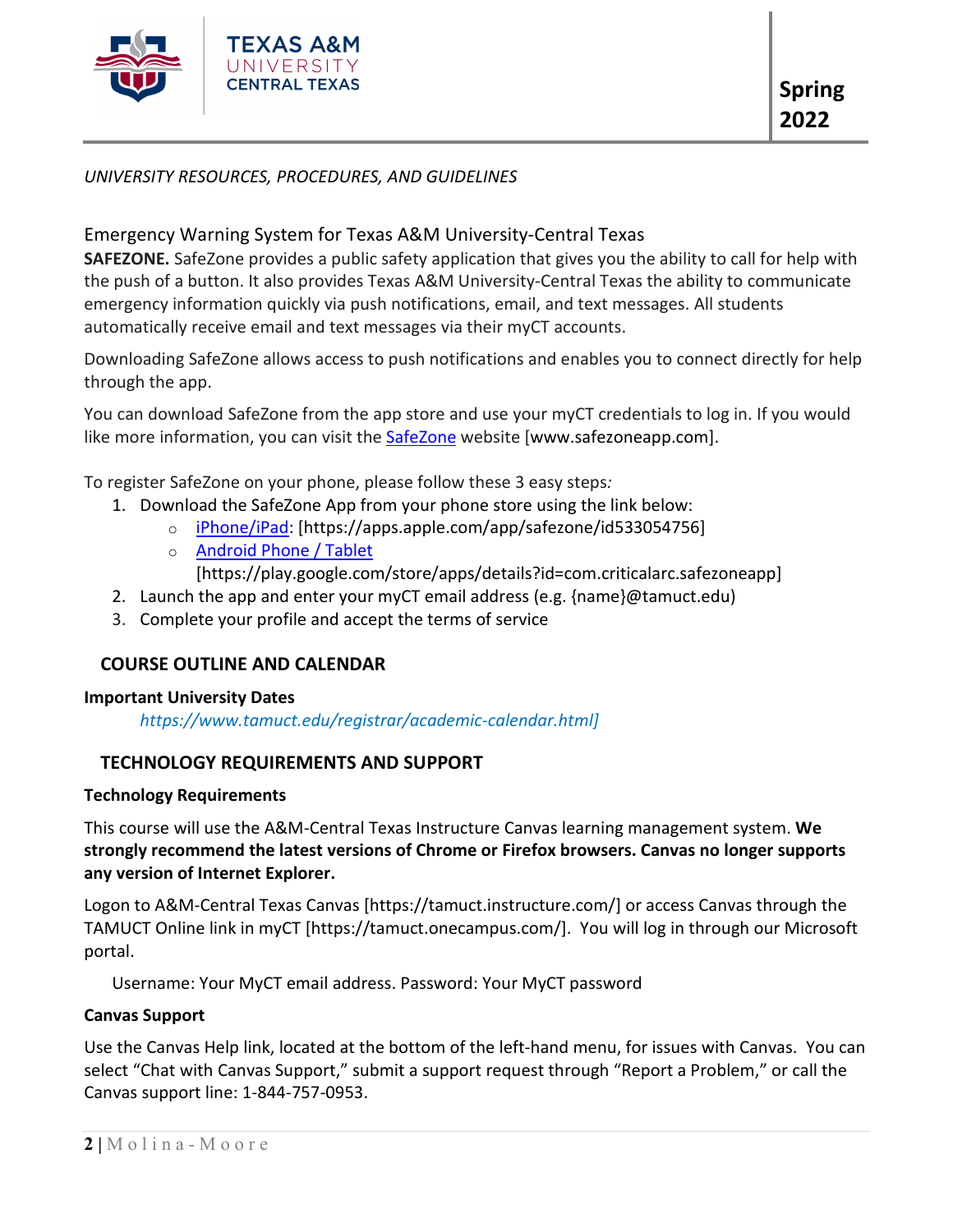*UNIVERSITY RESOURCES, PROCEDURES, AND GUIDELINES*

### Emergency Warning System for Texas A&M University-Central Texas

**SAFEZONE.** SafeZone provides a public safety application that gives you the ability to call for help with the push of a button. It also provides Texas A&M University-Central Texas the ability to communicate emergency information quickly via push notifications, email, and text messages. All students automatically receive email and text messages via their myCT accounts.

Downloading SafeZone allows access to push notifications and enables you to connect directly for help through the app.

You can download SafeZone from the app store and use your myCT credentials to log in. If you would like more information, you can visit the SafeZone website [www.safezoneapp.com].

To register SafeZone on your phone, please follow these 3 easy steps*:*

1. Download the SafeZone App from your phone store using the link below:
   - iPhone/iPad: [https://apps.apple.com/app/safezone/id533054756]
   - Android Phone / Tablet [https://play.google.com/store/apps/details?id=com.criticalarc.safezoneapp]
2. Launch the app and enter your myCT email address (e.g. {name}@tamuct.edu)
3. Complete your profile and accept the terms of service

## COURSE OUTLINE AND CALENDAR

**Important University Dates**

*https://www.tamuct.edu/registrar/academic-calendar.html]*

## TECHNOLOGY REQUIREMENTS AND SUPPORT

**Technology Requirements**

This course will use the A&M-Central Texas Instructure Canvas learning management system. **We strongly recommend the latest versions of Chrome or Firefox browsers. Canvas no longer supports any version of Internet Explorer.**

Logon to A&M-Central Texas Canvas [https://tamuct.instructure.com/] or access Canvas through the TAMUCT Online link in myCT [https://tamuct.onecampus.com/]. You will log in through our Microsoft portal.

Username: Your MyCT email address. Password: Your MyCT password

**Canvas Support**

Use the Canvas Help link, located at the bottom of the left-hand menu, for issues with Canvas. You can select "Chat with Canvas Support," submit a support request through "Report a Problem," or call the Canvas support line: 1-844-757-0953.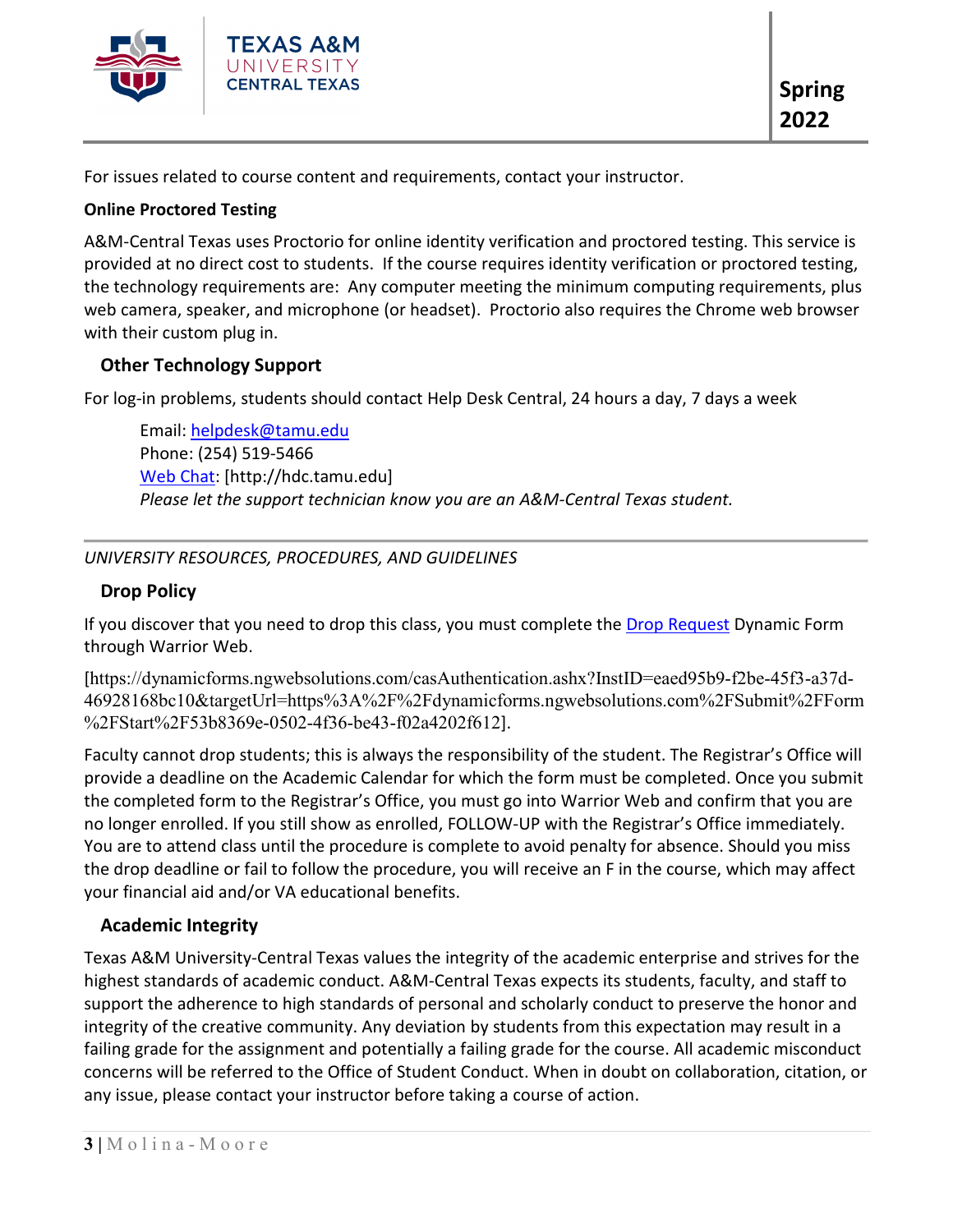For issues related to course content and requirements, contact your instructor.

**Online Proctored Testing**

A&M-Central Texas uses Proctorio for online identity verification and proctored testing. This service is provided at no direct cost to students. If the course requires identity verification or proctored testing, the technology requirements are: Any computer meeting the minimum computing requirements, plus web camera, speaker, and microphone (or headset). Proctorio also requires the Chrome web browser with their custom plug in.

## Other Technology Support

For log-in problems, students should contact Help Desk Central, 24 hours a day, 7 days a week

> Email: helpdesk@tamu.edu
> Phone: (254) 519-5466
> Web Chat: [http://hdc.tamu.edu]
> *Please let the support technician know you are an A&M-Central Texas student.*

---

*UNIVERSITY RESOURCES, PROCEDURES, AND GUIDELINES*

## Drop Policy

If you discover that you need to drop this class, you must complete the Drop Request Dynamic Form through Warrior Web.

[https://dynamicforms.ngwebsolutions.com/casAuthentication.ashx?InstID=eaed95b9-f2be-45f3-a37d-46928168bc10&targetUrl=https%3A%2F%2Fdynamicforms.ngwebsolutions.com%2FSubmit%2FForm%2FStart%2F53b8369e-0502-4f36-be43-f02a4202f612].

Faculty cannot drop students; this is always the responsibility of the student. The Registrar's Office will provide a deadline on the Academic Calendar for which the form must be completed. Once you submit the completed form to the Registrar's Office, you must go into Warrior Web and confirm that you are no longer enrolled. If you still show as enrolled, FOLLOW-UP with the Registrar's Office immediately. You are to attend class until the procedure is complete to avoid penalty for absence. Should you miss the drop deadline or fail to follow the procedure, you will receive an F in the course, which may affect your financial aid and/or VA educational benefits.

## Academic Integrity

Texas A&M University-Central Texas values the integrity of the academic enterprise and strives for the highest standards of academic conduct. A&M-Central Texas expects its students, faculty, and staff to support the adherence to high standards of personal and scholarly conduct to preserve the honor and integrity of the creative community. Any deviation by students from this expectation may result in a failing grade for the assignment and potentially a failing grade for the course. All academic misconduct concerns will be referred to the Office of Student Conduct. When in doubt on collaboration, citation, or any issue, please contact your instructor before taking a course of action.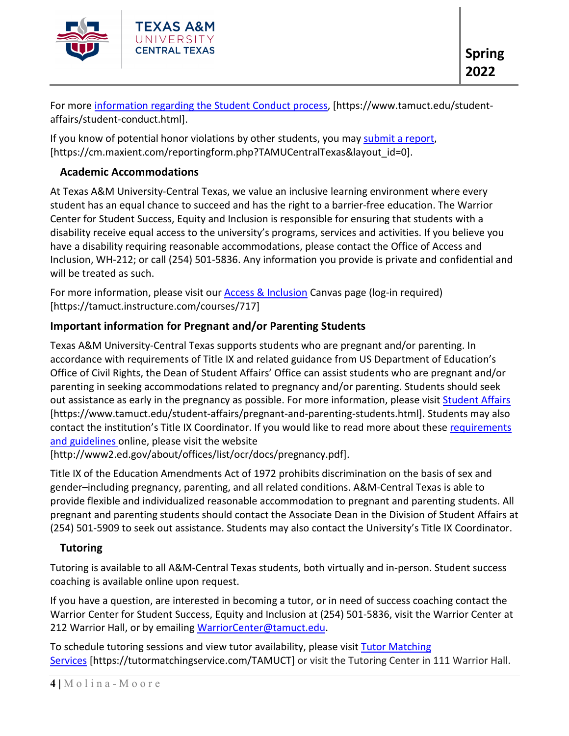For more [information regarding the Student Conduct process](https://www.tamuct.edu/student-affairs/student-conduct.html), [https://www.tamuct.edu/student-affairs/student-conduct.html].

If you know of potential honor violations by other students, you may [submit a report](https://cm.maxient.com/reportingform.php?TAMUCentralTexas&layout_id=0), [https://cm.maxient.com/reportingform.php?TAMUCentralTexas&layout_id=0].

### Academic Accommodations

At Texas A&M University-Central Texas, we value an inclusive learning environment where every student has an equal chance to succeed and has the right to a barrier-free education. The Warrior Center for Student Success, Equity and Inclusion is responsible for ensuring that students with a disability receive equal access to the university's programs, services and activities. If you believe you have a disability requiring reasonable accommodations, please contact the Office of Access and Inclusion, WH-212; or call (254) 501-5836. Any information you provide is private and confidential and will be treated as such.

For more information, please visit our [Access & Inclusion](https://tamuct.instructure.com/courses/717) Canvas page (log-in required) [https://tamuct.instructure.com/courses/717]

### Important information for Pregnant and/or Parenting Students

Texas A&M University-Central Texas supports students who are pregnant and/or parenting. In accordance with requirements of Title IX and related guidance from US Department of Education's Office of Civil Rights, the Dean of Student Affairs' Office can assist students who are pregnant and/or parenting in seeking accommodations related to pregnancy and/or parenting. Students should seek out assistance as early in the pregnancy as possible. For more information, please visit [Student Affairs](https://www.tamuct.edu/student-affairs/pregnant-and-parenting-students.html) [https://www.tamuct.edu/student-affairs/pregnant-and-parenting-students.html]. Students may also contact the institution's Title IX Coordinator. If you would like to read more about these [requirements and guidelines](http://www2.ed.gov/about/offices/list/ocr/docs/pregnancy.pdf) online, please visit the website [http://www2.ed.gov/about/offices/list/ocr/docs/pregnancy.pdf].

Title IX of the Education Amendments Act of 1972 prohibits discrimination on the basis of sex and gender–including pregnancy, parenting, and all related conditions. A&M-Central Texas is able to provide flexible and individualized reasonable accommodation to pregnant and parenting students. All pregnant and parenting students should contact the Associate Dean in the Division of Student Affairs at (254) 501-5909 to seek out assistance. Students may also contact the University's Title IX Coordinator.

### Tutoring

Tutoring is available to all A&M-Central Texas students, both virtually and in-person. Student success coaching is available online upon request.

If you have a question, are interested in becoming a tutor, or in need of success coaching contact the Warrior Center for Student Success, Equity and Inclusion at (254) 501-5836, visit the Warrior Center at 212 Warrior Hall, or by emailing [WarriorCenter@tamuct.edu](mailto:WarriorCenter@tamuct.edu).

To schedule tutoring sessions and view tutor availability, please visit [Tutor Matching Services](https://tutormatchingservice.com/TAMUCT) [https://tutormatchingservice.com/TAMUCT] or visit the Tutoring Center in 111 Warrior Hall.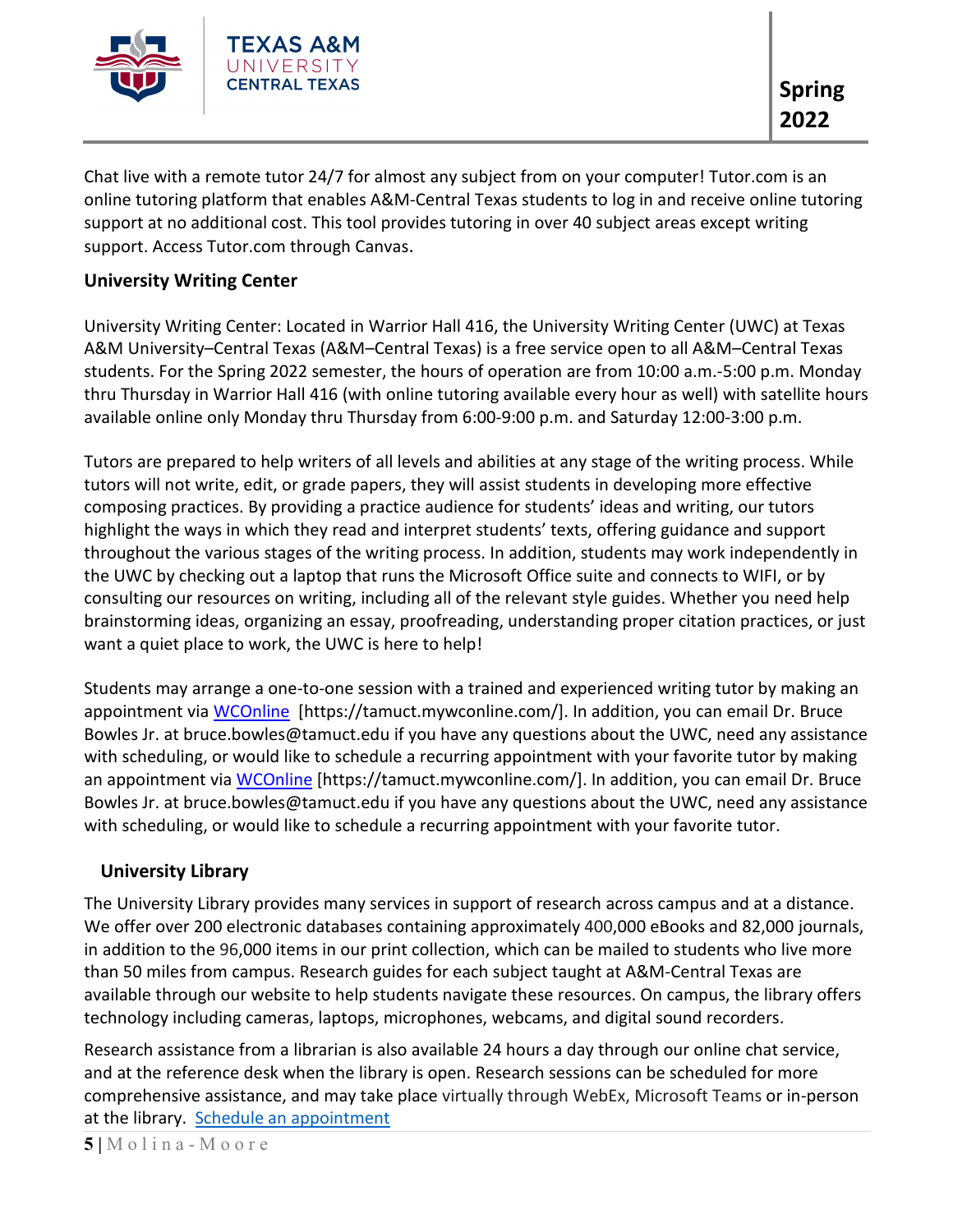Chat live with a remote tutor 24/7 for almost any subject from on your computer! Tutor.com is an online tutoring platform that enables A&M-Central Texas students to log in and receive online tutoring support at no additional cost. This tool provides tutoring in over 40 subject areas except writing support. Access Tutor.com through Canvas.

### University Writing Center

University Writing Center: Located in Warrior Hall 416, the University Writing Center (UWC) at Texas A&M University–Central Texas (A&M–Central Texas) is a free service open to all A&M–Central Texas students. For the Spring 2022 semester, the hours of operation are from 10:00 a.m.-5:00 p.m. Monday thru Thursday in Warrior Hall 416 (with online tutoring available every hour as well) with satellite hours available online only Monday thru Thursday from 6:00-9:00 p.m. and Saturday 12:00-3:00 p.m.

Tutors are prepared to help writers of all levels and abilities at any stage of the writing process. While tutors will not write, edit, or grade papers, they will assist students in developing more effective composing practices. By providing a practice audience for students' ideas and writing, our tutors highlight the ways in which they read and interpret students' texts, offering guidance and support throughout the various stages of the writing process. In addition, students may work independently in the UWC by checking out a laptop that runs the Microsoft Office suite and connects to WIFI, or by consulting our resources on writing, including all of the relevant style guides. Whether you need help brainstorming ideas, organizing an essay, proofreading, understanding proper citation practices, or just want a quiet place to work, the UWC is here to help!

Students may arrange a one-to-one session with a trained and experienced writing tutor by making an appointment via WCOnline [https://tamuct.mywconline.com/]. In addition, you can email Dr. Bruce Bowles Jr. at bruce.bowles@tamuct.edu if you have any questions about the UWC, need any assistance with scheduling, or would like to schedule a recurring appointment with your favorite tutor by making an appointment via WCOnline [https://tamuct.mywconline.com/]. In addition, you can email Dr. Bruce Bowles Jr. at bruce.bowles@tamuct.edu if you have any questions about the UWC, need any assistance with scheduling, or would like to schedule a recurring appointment with your favorite tutor.

### University Library

The University Library provides many services in support of research across campus and at a distance. We offer over 200 electronic databases containing approximately 400,000 eBooks and 82,000 journals, in addition to the 96,000 items in our print collection, which can be mailed to students who live more than 50 miles from campus. Research guides for each subject taught at A&M-Central Texas are available through our website to help students navigate these resources. On campus, the library offers technology including cameras, laptops, microphones, webcams, and digital sound recorders.

Research assistance from a librarian is also available 24 hours a day through our online chat service, and at the reference desk when the library is open. Research sessions can be scheduled for more comprehensive assistance, and may take place virtually through WebEx, Microsoft Teams or in-person at the library. Schedule an appointment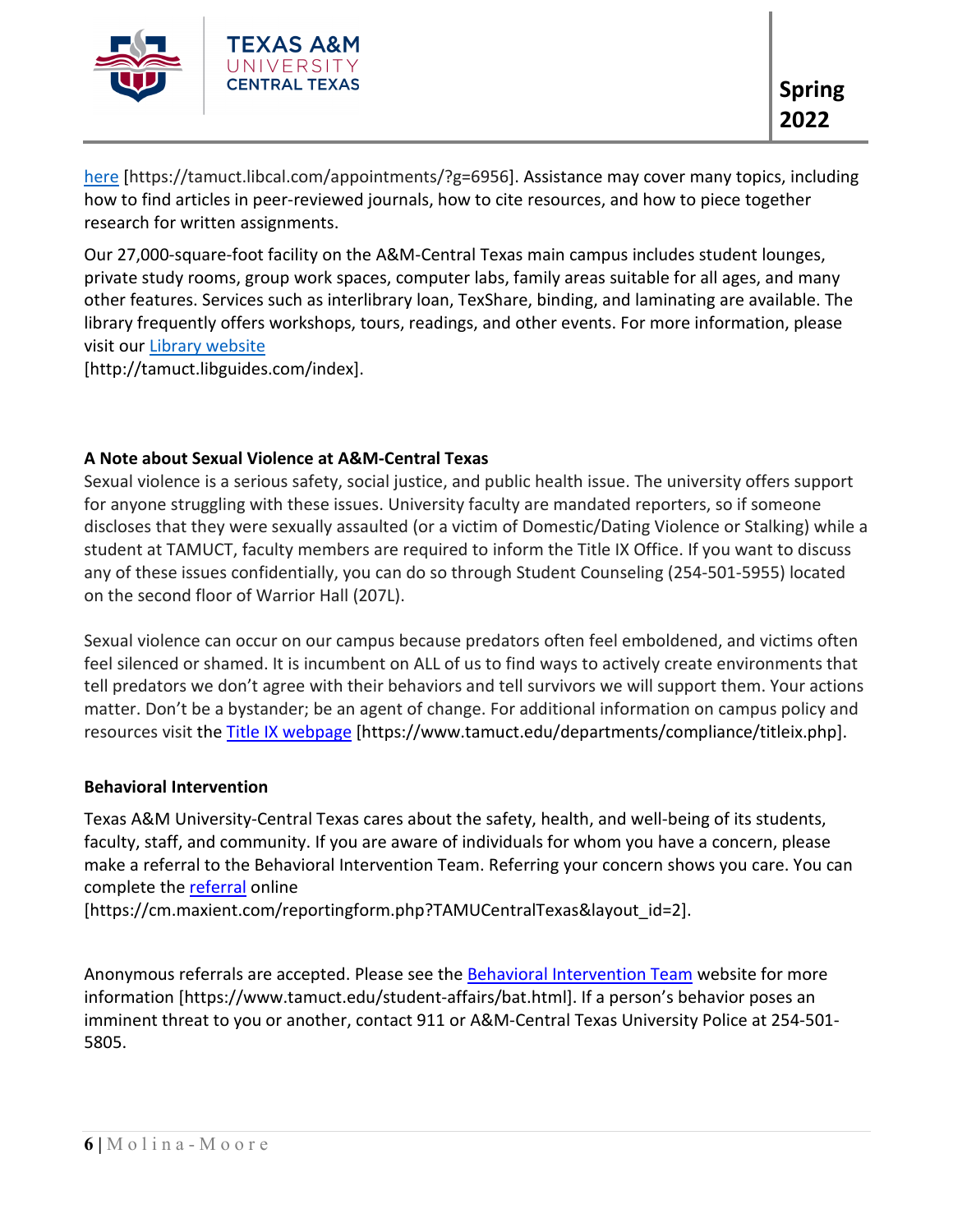[here](https://tamuct.libcal.com/appointments/?g=6956) [https://tamuct.libcal.com/appointments/?g=6956]. Assistance may cover many topics, including how to find articles in peer-reviewed journals, how to cite resources, and how to piece together research for written assignments.

Our 27,000-square-foot facility on the A&M-Central Texas main campus includes student lounges, private study rooms, group work spaces, computer labs, family areas suitable for all ages, and many other features. Services such as interlibrary loan, TexShare, binding, and laminating are available. The library frequently offers workshops, tours, readings, and other events. For more information, please visit our [Library website](http://tamuct.libguides.com/index) [http://tamuct.libguides.com/index].

**A Note about Sexual Violence at A&M-Central Texas**

Sexual violence is a serious safety, social justice, and public health issue. The university offers support for anyone struggling with these issues. University faculty are mandated reporters, so if someone discloses that they were sexually assaulted (or a victim of Domestic/Dating Violence or Stalking) while a student at TAMUCT, faculty members are required to inform the Title IX Office. If you want to discuss any of these issues confidentially, you can do so through Student Counseling (254-501-5955) located on the second floor of Warrior Hall (207L).

Sexual violence can occur on our campus because predators often feel emboldened, and victims often feel silenced or shamed. It is incumbent on ALL of us to find ways to actively create environments that tell predators we don't agree with their behaviors and tell survivors we will support them. Your actions matter. Don't be a bystander; be an agent of change. For additional information on campus policy and resources visit the [Title IX webpage](https://www.tamuct.edu/departments/compliance/titleix.php) [https://www.tamuct.edu/departments/compliance/titleix.php].

**Behavioral Intervention**

Texas A&M University-Central Texas cares about the safety, health, and well-being of its students, faculty, staff, and community. If you are aware of individuals for whom you have a concern, please make a referral to the Behavioral Intervention Team. Referring your concern shows you care. You can complete the [referral](https://cm.maxient.com/reportingform.php?TAMUCentralTexas&layout_id=2) online [https://cm.maxient.com/reportingform.php?TAMUCentralTexas&layout_id=2].

Anonymous referrals are accepted. Please see the [Behavioral Intervention Team](https://www.tamuct.edu/student-affairs/bat.html) website for more information [https://www.tamuct.edu/student-affairs/bat.html]. If a person's behavior poses an imminent threat to you or another, contact 911 or A&M-Central Texas University Police at 254-501-5805.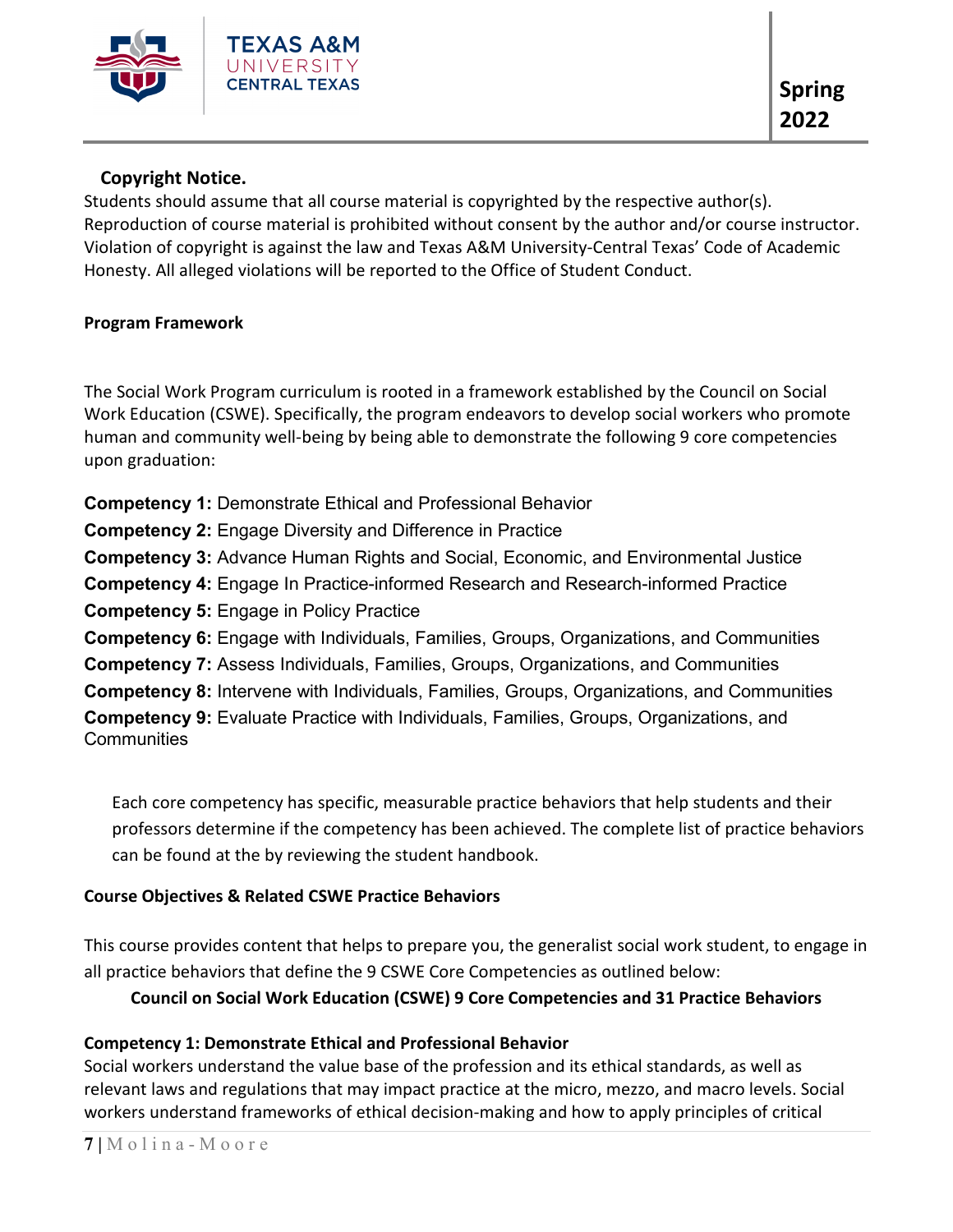**Copyright Notice.**

Students should assume that all course material is copyrighted by the respective author(s). Reproduction of course material is prohibited without consent by the author and/or course instructor. Violation of copyright is against the law and Texas A&M University-Central Texas' Code of Academic Honesty. All alleged violations will be reported to the Office of Student Conduct.

**Program Framework**

The Social Work Program curriculum is rooted in a framework established by the Council on Social Work Education (CSWE). Specifically, the program endeavors to develop social workers who promote human and community well-being by being able to demonstrate the following 9 core competencies upon graduation:

**Competency 1:** Demonstrate Ethical and Professional Behavior
**Competency 2:** Engage Diversity and Difference in Practice
**Competency 3:** Advance Human Rights and Social, Economic, and Environmental Justice
**Competency 4:** Engage In Practice-informed Research and Research-informed Practice
**Competency 5:** Engage in Policy Practice
**Competency 6:** Engage with Individuals, Families, Groups, Organizations, and Communities
**Competency 7:** Assess Individuals, Families, Groups, Organizations, and Communities
**Competency 8:** Intervene with Individuals, Families, Groups, Organizations, and Communities
**Competency 9:** Evaluate Practice with Individuals, Families, Groups, Organizations, and Communities

Each core competency has specific, measurable practice behaviors that help students and their professors determine if the competency has been achieved. The complete list of practice behaviors can be found at the by reviewing the student handbook.

**Course Objectives & Related CSWE Practice Behaviors**

This course provides content that helps to prepare you, the generalist social work student, to engage in all practice behaviors that define the 9 CSWE Core Competencies as outlined below:

**Council on Social Work Education (CSWE) 9 Core Competencies and 31 Practice Behaviors**

**Competency 1: Demonstrate Ethical and Professional Behavior**

Social workers understand the value base of the profession and its ethical standards, as well as relevant laws and regulations that may impact practice at the micro, mezzo, and macro levels. Social workers understand frameworks of ethical decision-making and how to apply principles of critical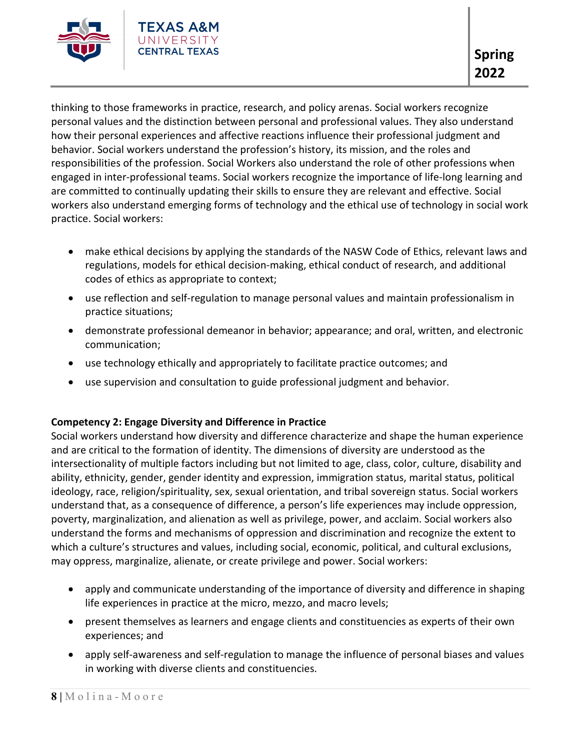thinking to those frameworks in practice, research, and policy arenas. Social workers recognize personal values and the distinction between personal and professional values. They also understand how their personal experiences and affective reactions influence their professional judgment and behavior. Social workers understand the profession's history, its mission, and the roles and responsibilities of the profession. Social Workers also understand the role of other professions when engaged in inter-professional teams. Social workers recognize the importance of life-long learning and are committed to continually updating their skills to ensure they are relevant and effective. Social workers also understand emerging forms of technology and the ethical use of technology in social work practice. Social workers:

- make ethical decisions by applying the standards of the NASW Code of Ethics, relevant laws and regulations, models for ethical decision-making, ethical conduct of research, and additional codes of ethics as appropriate to context;
- use reflection and self-regulation to manage personal values and maintain professionalism in practice situations;
- demonstrate professional demeanor in behavior; appearance; and oral, written, and electronic communication;
- use technology ethically and appropriately to facilitate practice outcomes; and
- use supervision and consultation to guide professional judgment and behavior.

**Competency 2: Engage Diversity and Difference in Practice**
Social workers understand how diversity and difference characterize and shape the human experience and are critical to the formation of identity. The dimensions of diversity are understood as the intersectionality of multiple factors including but not limited to age, class, color, culture, disability and ability, ethnicity, gender, gender identity and expression, immigration status, marital status, political ideology, race, religion/spirituality, sex, sexual orientation, and tribal sovereign status. Social workers understand that, as a consequence of difference, a person's life experiences may include oppression, poverty, marginalization, and alienation as well as privilege, power, and acclaim. Social workers also understand the forms and mechanisms of oppression and discrimination and recognize the extent to which a culture's structures and values, including social, economic, political, and cultural exclusions, may oppress, marginalize, alienate, or create privilege and power. Social workers:

- apply and communicate understanding of the importance of diversity and difference in shaping life experiences in practice at the micro, mezzo, and macro levels;
- present themselves as learners and engage clients and constituencies as experts of their own experiences; and
- apply self-awareness and self-regulation to manage the influence of personal biases and values in working with diverse clients and constituencies.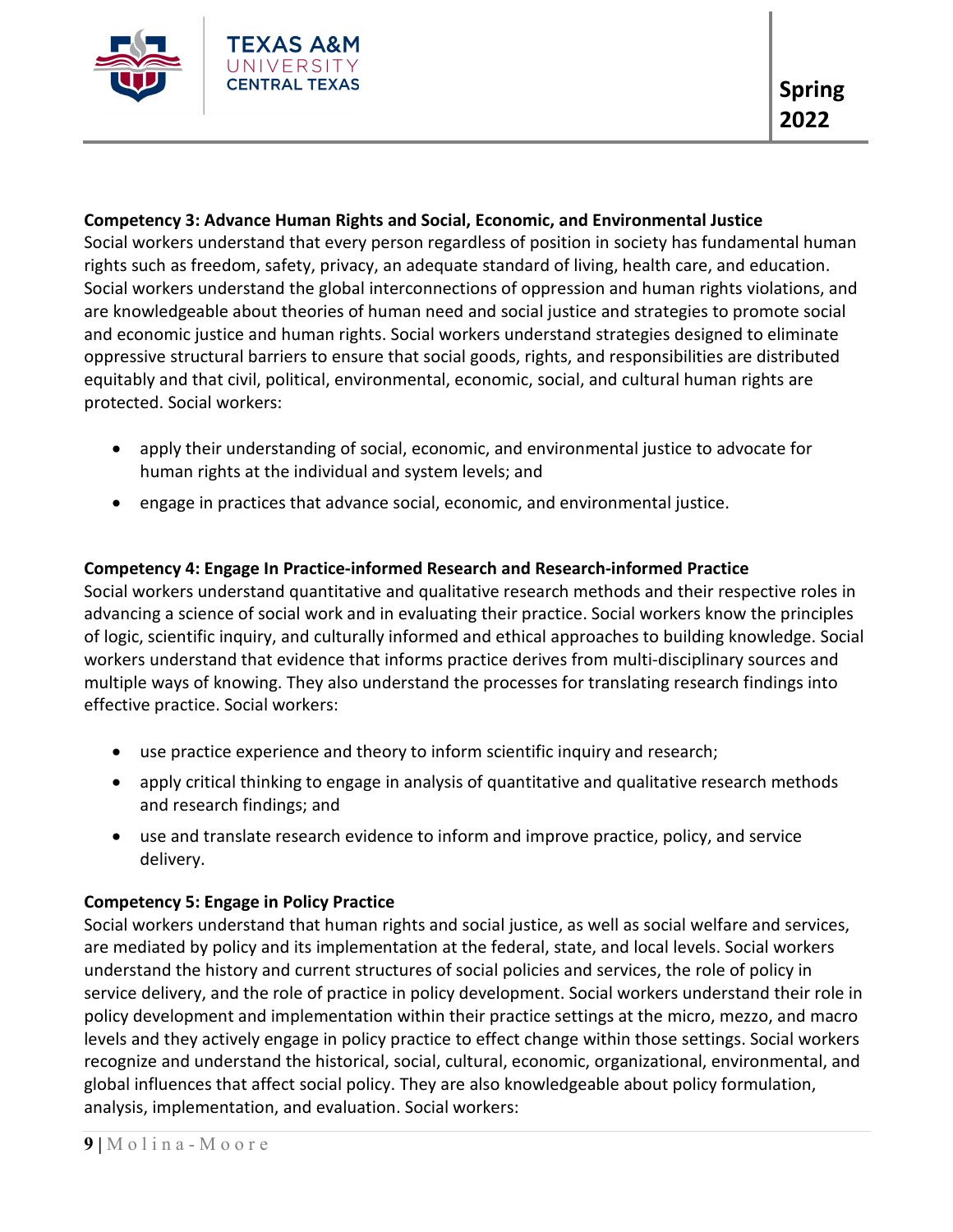**Competency 3: Advance Human Rights and Social, Economic, and Environmental Justice**

Social workers understand that every person regardless of position in society has fundamental human rights such as freedom, safety, privacy, an adequate standard of living, health care, and education. Social workers understand the global interconnections of oppression and human rights violations, and are knowledgeable about theories of human need and social justice and strategies to promote social and economic justice and human rights. Social workers understand strategies designed to eliminate oppressive structural barriers to ensure that social goods, rights, and responsibilities are distributed equitably and that civil, political, environmental, economic, social, and cultural human rights are protected. Social workers:

- apply their understanding of social, economic, and environmental justice to advocate for human rights at the individual and system levels; and
- engage in practices that advance social, economic, and environmental justice.

**Competency 4: Engage In Practice-informed Research and Research-informed Practice**

Social workers understand quantitative and qualitative research methods and their respective roles in advancing a science of social work and in evaluating their practice. Social workers know the principles of logic, scientific inquiry, and culturally informed and ethical approaches to building knowledge. Social workers understand that evidence that informs practice derives from multi-disciplinary sources and multiple ways of knowing. They also understand the processes for translating research findings into effective practice. Social workers:

- use practice experience and theory to inform scientific inquiry and research;
- apply critical thinking to engage in analysis of quantitative and qualitative research methods and research findings; and
- use and translate research evidence to inform and improve practice, policy, and service delivery.

**Competency 5: Engage in Policy Practice**

Social workers understand that human rights and social justice, as well as social welfare and services, are mediated by policy and its implementation at the federal, state, and local levels. Social workers understand the history and current structures of social policies and services, the role of policy in service delivery, and the role of practice in policy development. Social workers understand their role in policy development and implementation within their practice settings at the micro, mezzo, and macro levels and they actively engage in policy practice to effect change within those settings. Social workers recognize and understand the historical, social, cultural, economic, organizational, environmental, and global influences that affect social policy. They are also knowledgeable about policy formulation, analysis, implementation, and evaluation. Social workers: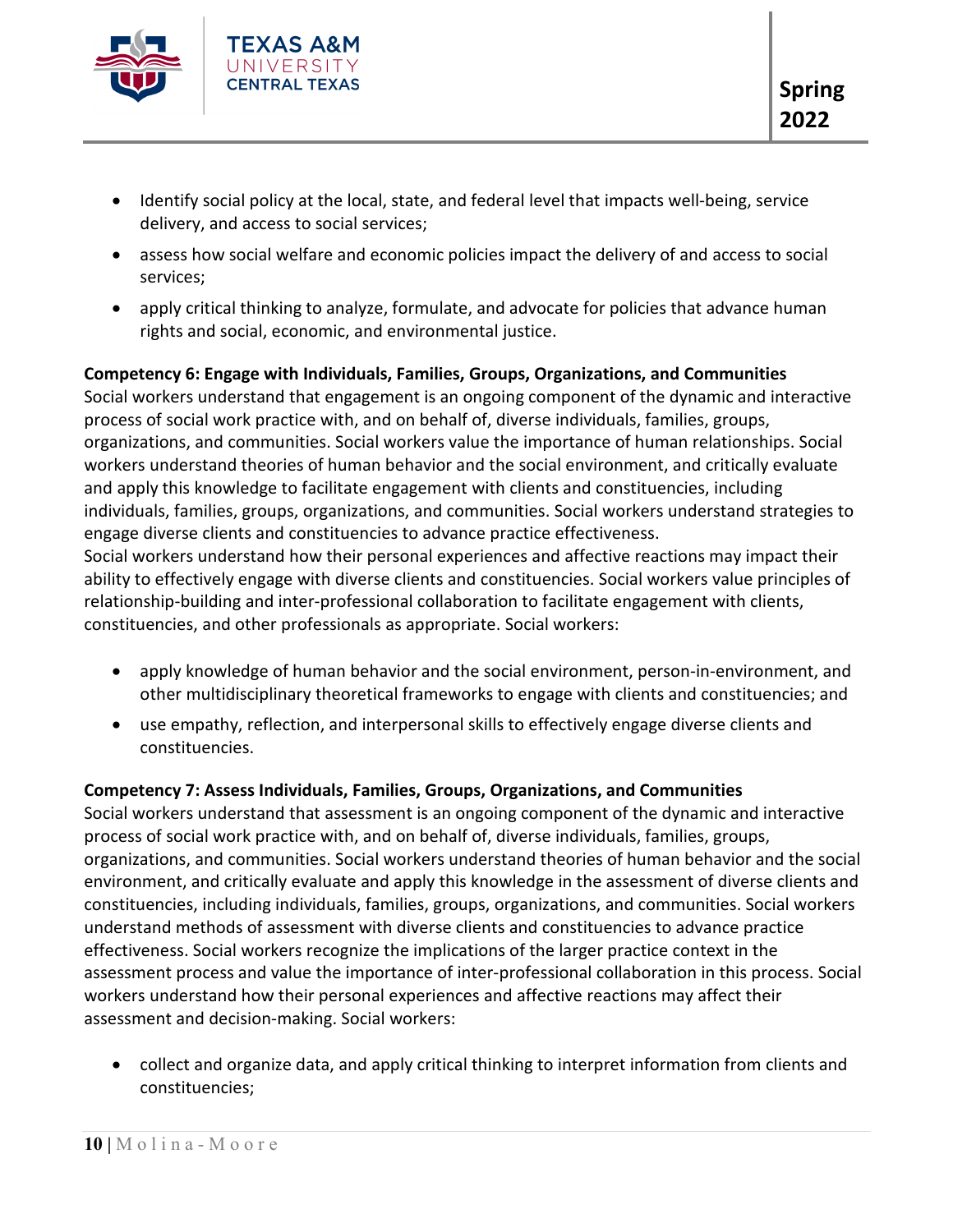- Identify social policy at the local, state, and federal level that impacts well-being, service delivery, and access to social services;
- assess how social welfare and economic policies impact the delivery of and access to social services;
- apply critical thinking to analyze, formulate, and advocate for policies that advance human rights and social, economic, and environmental justice.

**Competency 6: Engage with Individuals, Families, Groups, Organizations, and Communities**

Social workers understand that engagement is an ongoing component of the dynamic and interactive process of social work practice with, and on behalf of, diverse individuals, families, groups, organizations, and communities. Social workers value the importance of human relationships. Social workers understand theories of human behavior and the social environment, and critically evaluate and apply this knowledge to facilitate engagement with clients and constituencies, including individuals, families, groups, organizations, and communities. Social workers understand strategies to engage diverse clients and constituencies to advance practice effectiveness.
Social workers understand how their personal experiences and affective reactions may impact their ability to effectively engage with diverse clients and constituencies. Social workers value principles of relationship-building and inter-professional collaboration to facilitate engagement with clients, constituencies, and other professionals as appropriate. Social workers:

- apply knowledge of human behavior and the social environment, person-in-environment, and other multidisciplinary theoretical frameworks to engage with clients and constituencies; and
- use empathy, reflection, and interpersonal skills to effectively engage diverse clients and constituencies.

**Competency 7: Assess Individuals, Families, Groups, Organizations, and Communities**

Social workers understand that assessment is an ongoing component of the dynamic and interactive process of social work practice with, and on behalf of, diverse individuals, families, groups, organizations, and communities. Social workers understand theories of human behavior and the social environment, and critically evaluate and apply this knowledge in the assessment of diverse clients and constituencies, including individuals, families, groups, organizations, and communities. Social workers understand methods of assessment with diverse clients and constituencies to advance practice effectiveness. Social workers recognize the implications of the larger practice context in the assessment process and value the importance of inter-professional collaboration in this process. Social workers understand how their personal experiences and affective reactions may affect their assessment and decision-making. Social workers:

- collect and organize data, and apply critical thinking to interpret information from clients and constituencies;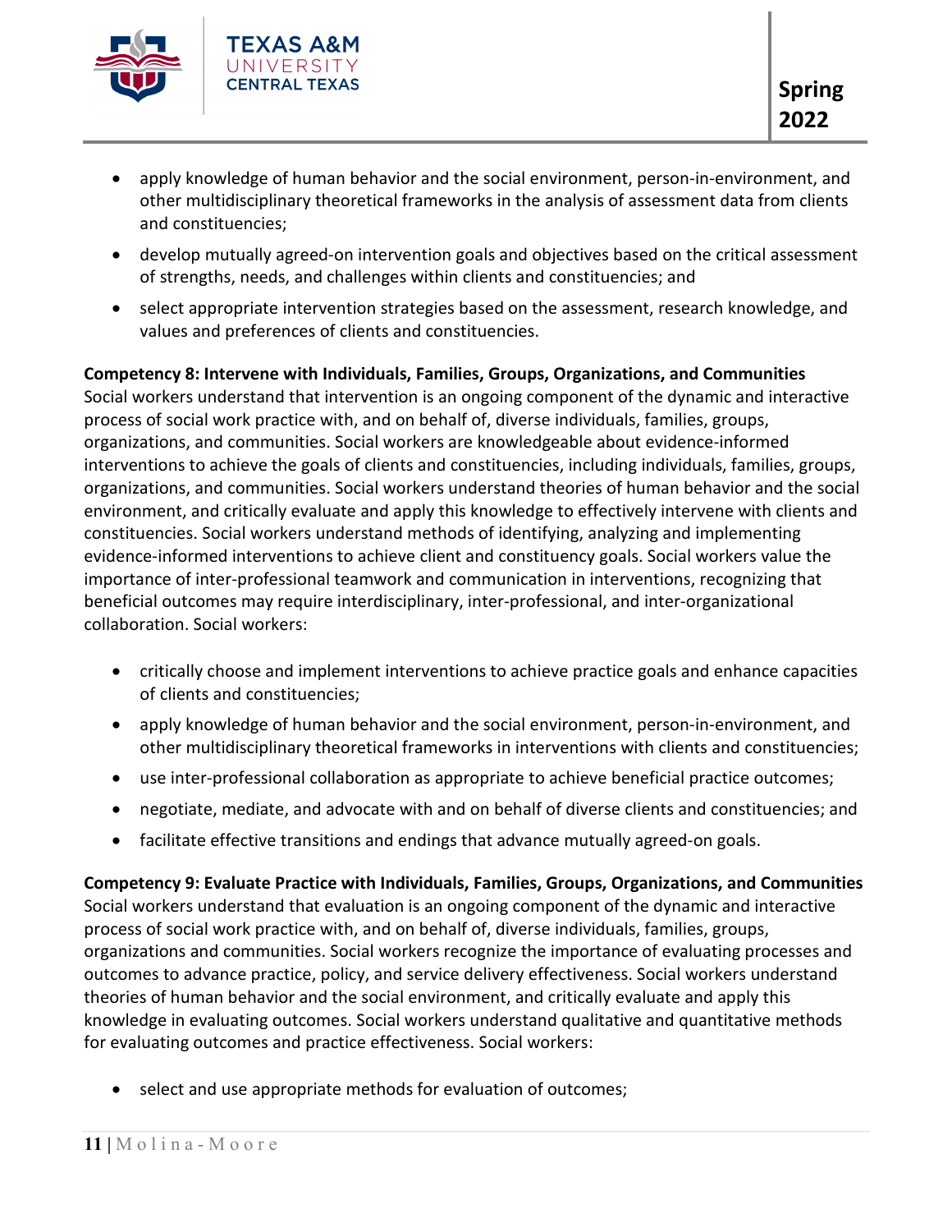- apply knowledge of human behavior and the social environment, person-in-environment, and other multidisciplinary theoretical frameworks in the analysis of assessment data from clients and constituencies;
- develop mutually agreed-on intervention goals and objectives based on the critical assessment of strengths, needs, and challenges within clients and constituencies; and
- select appropriate intervention strategies based on the assessment, research knowledge, and values and preferences of clients and constituencies.

**Competency 8: Intervene with Individuals, Families, Groups, Organizations, and Communities**
Social workers understand that intervention is an ongoing component of the dynamic and interactive process of social work practice with, and on behalf of, diverse individuals, families, groups, organizations, and communities. Social workers are knowledgeable about evidence-informed interventions to achieve the goals of clients and constituencies, including individuals, families, groups, organizations, and communities. Social workers understand theories of human behavior and the social environment, and critically evaluate and apply this knowledge to effectively intervene with clients and constituencies. Social workers understand methods of identifying, analyzing and implementing evidence-informed interventions to achieve client and constituency goals. Social workers value the importance of inter-professional teamwork and communication in interventions, recognizing that beneficial outcomes may require interdisciplinary, inter-professional, and inter-organizational collaboration. Social workers:

- critically choose and implement interventions to achieve practice goals and enhance capacities of clients and constituencies;
- apply knowledge of human behavior and the social environment, person-in-environment, and other multidisciplinary theoretical frameworks in interventions with clients and constituencies;
- use inter-professional collaboration as appropriate to achieve beneficial practice outcomes;
- negotiate, mediate, and advocate with and on behalf of diverse clients and constituencies; and
- facilitate effective transitions and endings that advance mutually agreed-on goals.

**Competency 9: Evaluate Practice with Individuals, Families, Groups, Organizations, and Communities**
Social workers understand that evaluation is an ongoing component of the dynamic and interactive process of social work practice with, and on behalf of, diverse individuals, families, groups, organizations and communities. Social workers recognize the importance of evaluating processes and outcomes to advance practice, policy, and service delivery effectiveness. Social workers understand theories of human behavior and the social environment, and critically evaluate and apply this knowledge in evaluating outcomes. Social workers understand qualitative and quantitative methods for evaluating outcomes and practice effectiveness. Social workers:

- select and use appropriate methods for evaluation of outcomes;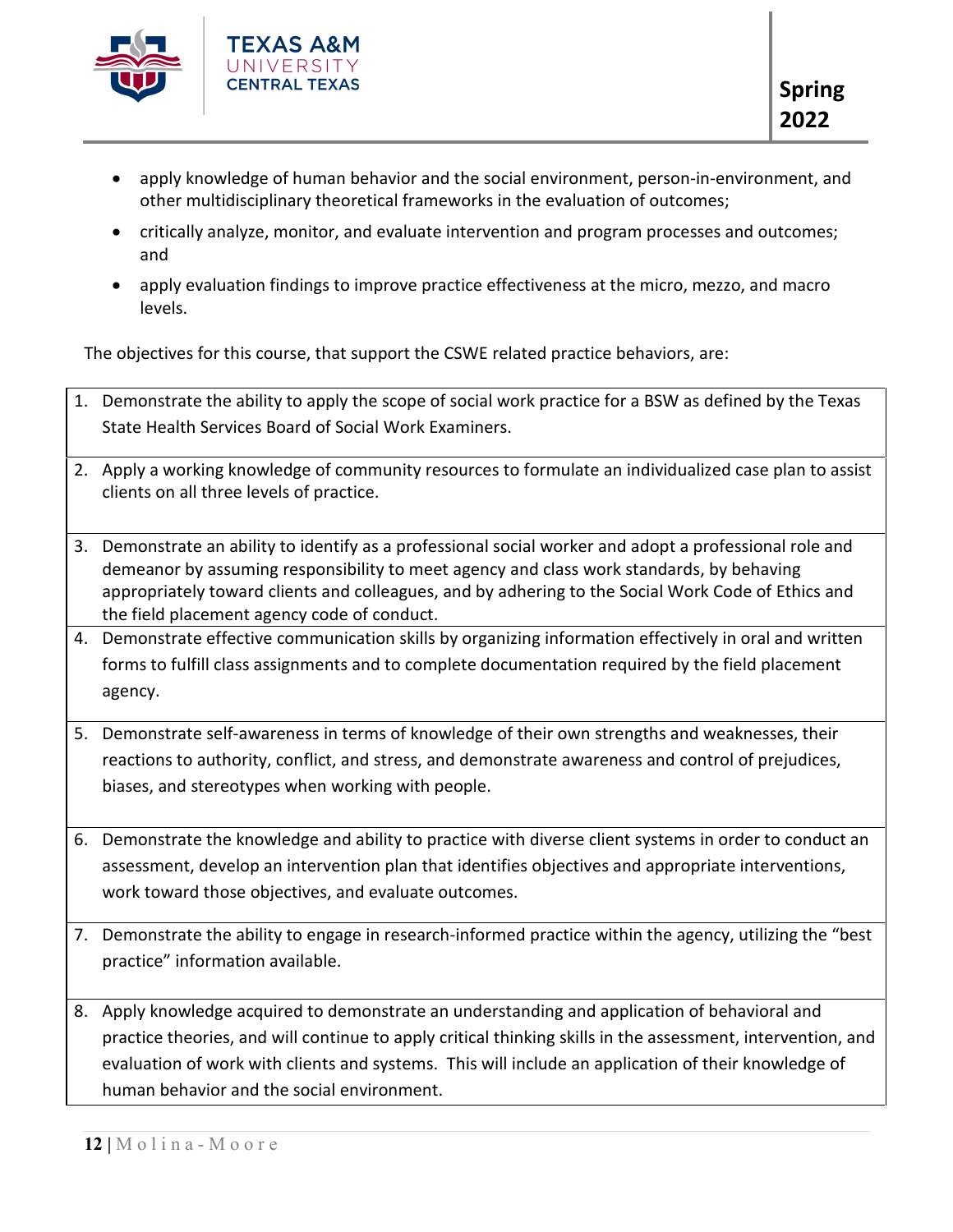- apply knowledge of human behavior and the social environment, person-in-environment, and other multidisciplinary theoretical frameworks in the evaluation of outcomes;
- critically analyze, monitor, and evaluate intervention and program processes and outcomes; and
- apply evaluation findings to improve practice effectiveness at the micro, mezzo, and macro levels.

The objectives for this course, that support the CSWE related practice behaviors, are:

1. Demonstrate the ability to apply the scope of social work practice for a BSW as defined by the Texas State Health Services Board of Social Work Examiners.
2. Apply a working knowledge of community resources to formulate an individualized case plan to assist clients on all three levels of practice.
3. Demonstrate an ability to identify as a professional social worker and adopt a professional role and demeanor by assuming responsibility to meet agency and class work standards, by behaving appropriately toward clients and colleagues, and by adhering to the Social Work Code of Ethics and the field placement agency code of conduct.
4. Demonstrate effective communication skills by organizing information effectively in oral and written forms to fulfill class assignments and to complete documentation required by the field placement agency.
5. Demonstrate self-awareness in terms of knowledge of their own strengths and weaknesses, their reactions to authority, conflict, and stress, and demonstrate awareness and control of prejudices, biases, and stereotypes when working with people.
6. Demonstrate the knowledge and ability to practice with diverse client systems in order to conduct an assessment, develop an intervention plan that identifies objectives and appropriate interventions, work toward those objectives, and evaluate outcomes.
7. Demonstrate the ability to engage in research-informed practice within the agency, utilizing the "best practice" information available.
8. Apply knowledge acquired to demonstrate an understanding and application of behavioral and practice theories, and will continue to apply critical thinking skills in the assessment, intervention, and evaluation of work with clients and systems. This will include an application of their knowledge of human behavior and the social environment.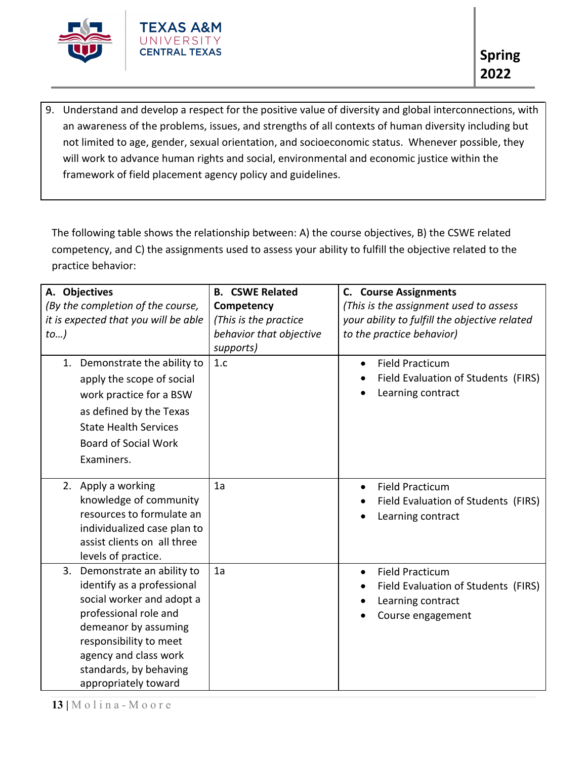9. Understand and develop a respect for the positive value of diversity and global interconnections, with an awareness of the problems, issues, and strengths of all contexts of human diversity including but not limited to age, gender, sexual orientation, and socioeconomic status. Whenever possible, they will work to advance human rights and social, environmental and economic justice within the framework of field placement agency policy and guidelines.

The following table shows the relationship between: A) the course objectives, B) the CSWE related competency, and C) the assignments used to assess your ability to fulfill the objective related to the practice behavior:

| **A. Objectives** *(By the completion of the course, it is expected that you will be able to…)* | **B. CSWE Related Competency** *(This is the practice behavior that objective supports)* | **C. Course Assignments** *(This is the assignment used to assess your ability to fulfill the objective related to the practice behavior)* |
|---|---|---|
| 1. Demonstrate the ability to apply the scope of social work practice for a BSW as defined by the Texas State Health Services Board of Social Work Examiners. | 1.c | • Field Practicum<br>• Field Evaluation of Students (FIRS)<br>• Learning contract |
| 2. Apply a working knowledge of community resources to formulate an individualized case plan to assist clients on all three levels of practice. | 1a | • Field Practicum<br>• Field Evaluation of Students (FIRS)<br>• Learning contract |
| 3. Demonstrate an ability to identify as a professional social worker and adopt a professional role and demeanor by assuming responsibility to meet agency and class work standards, by behaving appropriately toward | 1a | • Field Practicum<br>• Field Evaluation of Students (FIRS)<br>• Learning contract<br>• Course engagement |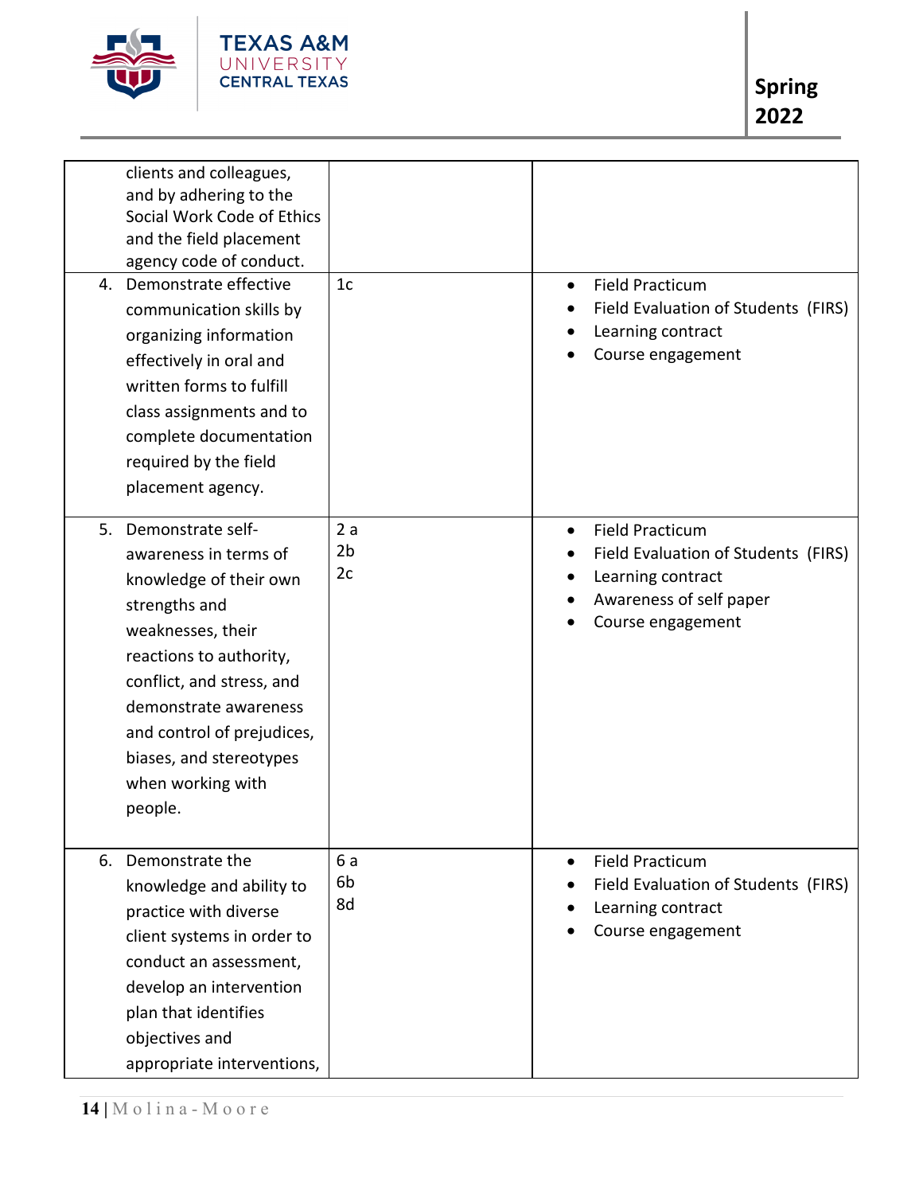| | | |
|---|---|---|
| clients and colleagues, and by adhering to the Social Work Code of Ethics and the field placement agency code of conduct. | | |
| 4. Demonstrate effective communication skills by organizing information effectively in oral and written forms to fulfill class assignments and to complete documentation required by the field placement agency. | 1c | • Field Practicum<br>• Field Evaluation of Students (FIRS)<br>• Learning contract<br>• Course engagement |
| 5. Demonstrate self-awareness in terms of knowledge of their own strengths and weaknesses, their reactions to authority, conflict, and stress, and demonstrate awareness and control of prejudices, biases, and stereotypes when working with people. | 2 a<br>2b<br>2c | • Field Practicum<br>• Field Evaluation of Students (FIRS)<br>• Learning contract<br>• Awareness of self paper<br>• Course engagement |
| 6. Demonstrate the knowledge and ability to practice with diverse client systems in order to conduct an assessment, develop an intervention plan that identifies objectives and appropriate interventions, | 6 a<br>6b<br>8d | • Field Practicum<br>• Field Evaluation of Students (FIRS)<br>• Learning contract<br>• Course engagement |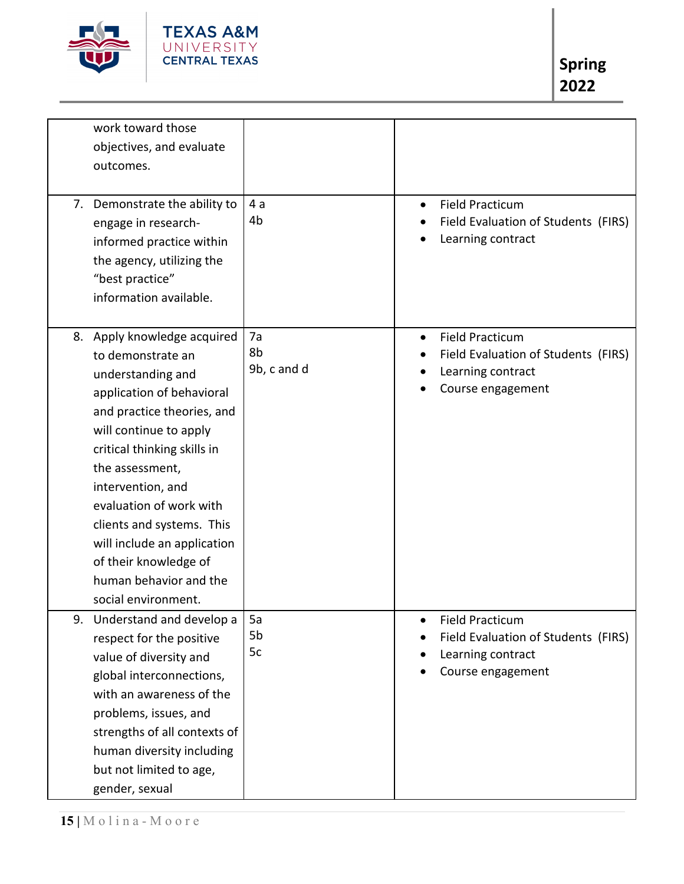| | | |
|---|---|---|
| work toward those objectives, and evaluate outcomes. | | |
| 7. Demonstrate the ability to engage in research-informed practice within the agency, utilizing the "best practice" information available. | 4 a<br>4b | • Field Practicum<br>• Field Evaluation of Students (FIRS)<br>• Learning contract |
| 8. Apply knowledge acquired to demonstrate an understanding and application of behavioral and practice theories, and will continue to apply critical thinking skills in the assessment, intervention, and evaluation of work with clients and systems. This will include an application of their knowledge of human behavior and the social environment. | 7a<br>8b<br>9b, c and d | • Field Practicum<br>• Field Evaluation of Students (FIRS)<br>• Learning contract<br>• Course engagement |
| 9. Understand and develop a respect for the positive value of diversity and global interconnections, with an awareness of the problems, issues, and strengths of all contexts of human diversity including but not limited to age, gender, sexual | 5a<br>5b<br>5c | • Field Practicum<br>• Field Evaluation of Students (FIRS)<br>• Learning contract<br>• Course engagement |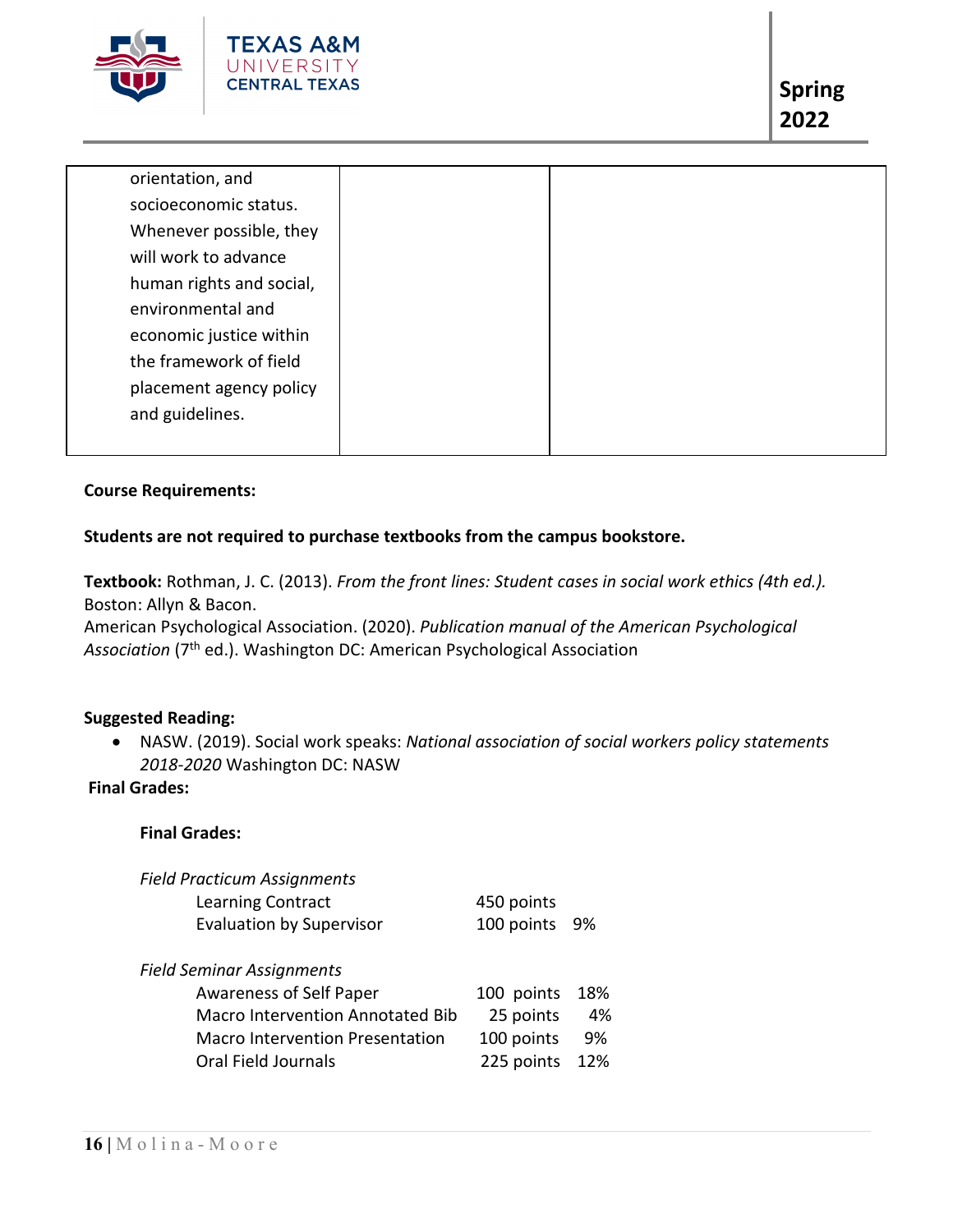| orientation, and socioeconomic status. Whenever possible, they will work to advance human rights and social, environmental and economic justice within the framework of field placement agency policy and guidelines. | | |
|---|---|---|

**Course Requirements:**

**Students are not required to purchase textbooks from the campus bookstore.**

**Textbook:** Rothman, J. C. (2013). *From the front lines: Student cases in social work ethics (4th ed.).* Boston: Allyn & Bacon.
American Psychological Association. (2020). *Publication manual of the American Psychological Association* (7th ed.). Washington DC: American Psychological Association

**Suggested Reading:**

- NASW. (2019). Social work speaks: *National association of social workers policy statements 2018-2020* Washington DC: NASW

**Final Grades:**

**Final Grades:**

| | | |
|---|---|---|
| *Field Practicum Assignments* | | |
| Learning Contract | 450 points | |
| Evaluation by Supervisor | 100 points | 9% |
| *Field Seminar Assignments* | | |
| Awareness of Self Paper | 100 points | 18% |
| Macro Intervention Annotated Bib | 25 points | 4% |
| Macro Intervention Presentation | 100 points | 9% |
| Oral Field Journals | 225 points | 12% |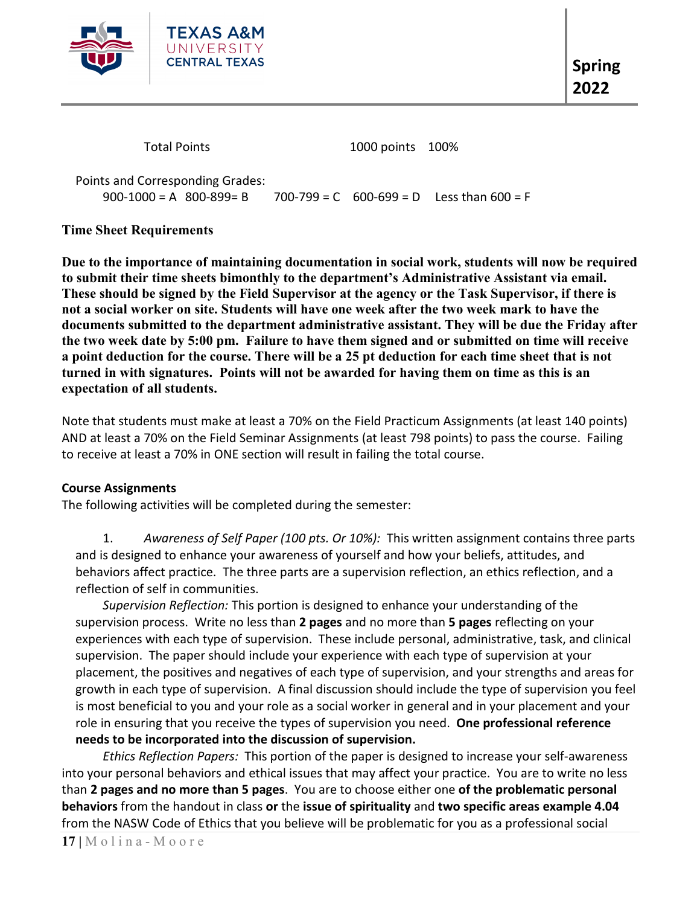| Total Points | 1000 points | 100% |
| --- | --- | --- |

Points and Corresponding Grades:
900-1000 = A 800-899= B 700-799 = C 600-699 = D Less than 600 = F

**Time Sheet Requirements**

**Due to the importance of maintaining documentation in social work, students will now be required to submit their time sheets bimonthly to the department's Administrative Assistant via email. These should be signed by the Field Supervisor at the agency or the Task Supervisor, if there is not a social worker on site. Students will have one week after the two week mark to have the documents submitted to the department administrative assistant. They will be due the Friday after the two week date by 5:00 pm. Failure to have them signed and or submitted on time will receive a point deduction for the course. There will be a 25 pt deduction for each time sheet that is not turned in with signatures. Points will not be awarded for having them on time as this is an expectation of all students.**

Note that students must make at least a 70% on the Field Practicum Assignments (at least 140 points) AND at least a 70% on the Field Seminar Assignments (at least 798 points) to pass the course. Failing to receive at least a 70% in ONE section will result in failing the total course.

**Course Assignments**
The following activities will be completed during the semester:

1. *Awareness of Self Paper (100 pts. Or 10%):* This written assignment contains three parts and is designed to enhance your awareness of yourself and how your beliefs, attitudes, and behaviors affect practice. The three parts are a supervision reflection, an ethics reflection, and a reflection of self in communities.

*Supervision Reflection:* This portion is designed to enhance your understanding of the supervision process. Write no less than **2 pages** and no more than **5 pages** reflecting on your experiences with each type of supervision. These include personal, administrative, task, and clinical supervision. The paper should include your experience with each type of supervision at your placement, the positives and negatives of each type of supervision, and your strengths and areas for growth in each type of supervision. A final discussion should include the type of supervision you feel is most beneficial to you and your role as a social worker in general and in your placement and your role in ensuring that you receive the types of supervision you need. **One professional reference needs to be incorporated into the discussion of supervision.**

*Ethics Reflection Papers:* This portion of the paper is designed to increase your self-awareness into your personal behaviors and ethical issues that may affect your practice. You are to write no less than **2 pages and no more than 5 pages**. You are to choose either one **of the problematic personal behaviors** from the handout in class **or** the **issue of spirituality** and **two specific areas example 4.04** from the NASW Code of Ethics that you believe will be problematic for you as a professional social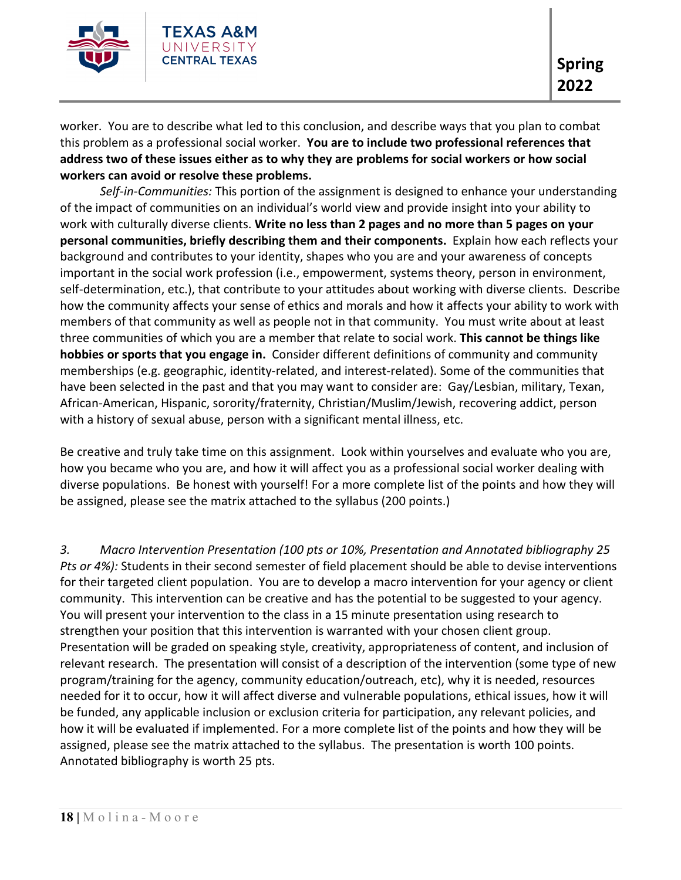worker. You are to describe what led to this conclusion, and describe ways that you plan to combat this problem as a professional social worker. **You are to include two professional references that address two of these issues either as to why they are problems for social workers or how social workers can avoid or resolve these problems.**

*Self-in-Communities:* This portion of the assignment is designed to enhance your understanding of the impact of communities on an individual's world view and provide insight into your ability to work with culturally diverse clients. **Write no less than 2 pages and no more than 5 pages on your personal communities, briefly describing them and their components.** Explain how each reflects your background and contributes to your identity, shapes who you are and your awareness of concepts important in the social work profession (i.e., empowerment, systems theory, person in environment, self-determination, etc.), that contribute to your attitudes about working with diverse clients. Describe how the community affects your sense of ethics and morals and how it affects your ability to work with members of that community as well as people not in that community. You must write about at least three communities of which you are a member that relate to social work. **This cannot be things like hobbies or sports that you engage in.** Consider different definitions of community and community memberships (e.g. geographic, identity-related, and interest-related). Some of the communities that have been selected in the past and that you may want to consider are: Gay/Lesbian, military, Texan, African-American, Hispanic, sorority/fraternity, Christian/Muslim/Jewish, recovering addict, person with a history of sexual abuse, person with a significant mental illness, etc.

Be creative and truly take time on this assignment. Look within yourselves and evaluate who you are, how you became who you are, and how it will affect you as a professional social worker dealing with diverse populations. Be honest with yourself! For a more complete list of the points and how they will be assigned, please see the matrix attached to the syllabus (200 points.)

*3. Macro Intervention Presentation (100 pts or 10%, Presentation and Annotated bibliography 25 Pts or 4%):* Students in their second semester of field placement should be able to devise interventions for their targeted client population. You are to develop a macro intervention for your agency or client community. This intervention can be creative and has the potential to be suggested to your agency. You will present your intervention to the class in a 15 minute presentation using research to strengthen your position that this intervention is warranted with your chosen client group. Presentation will be graded on speaking style, creativity, appropriateness of content, and inclusion of relevant research. The presentation will consist of a description of the intervention (some type of new program/training for the agency, community education/outreach, etc), why it is needed, resources needed for it to occur, how it will affect diverse and vulnerable populations, ethical issues, how it will be funded, any applicable inclusion or exclusion criteria for participation, any relevant policies, and how it will be evaluated if implemented. For a more complete list of the points and how they will be assigned, please see the matrix attached to the syllabus. The presentation is worth 100 points. Annotated bibliography is worth 25 pts.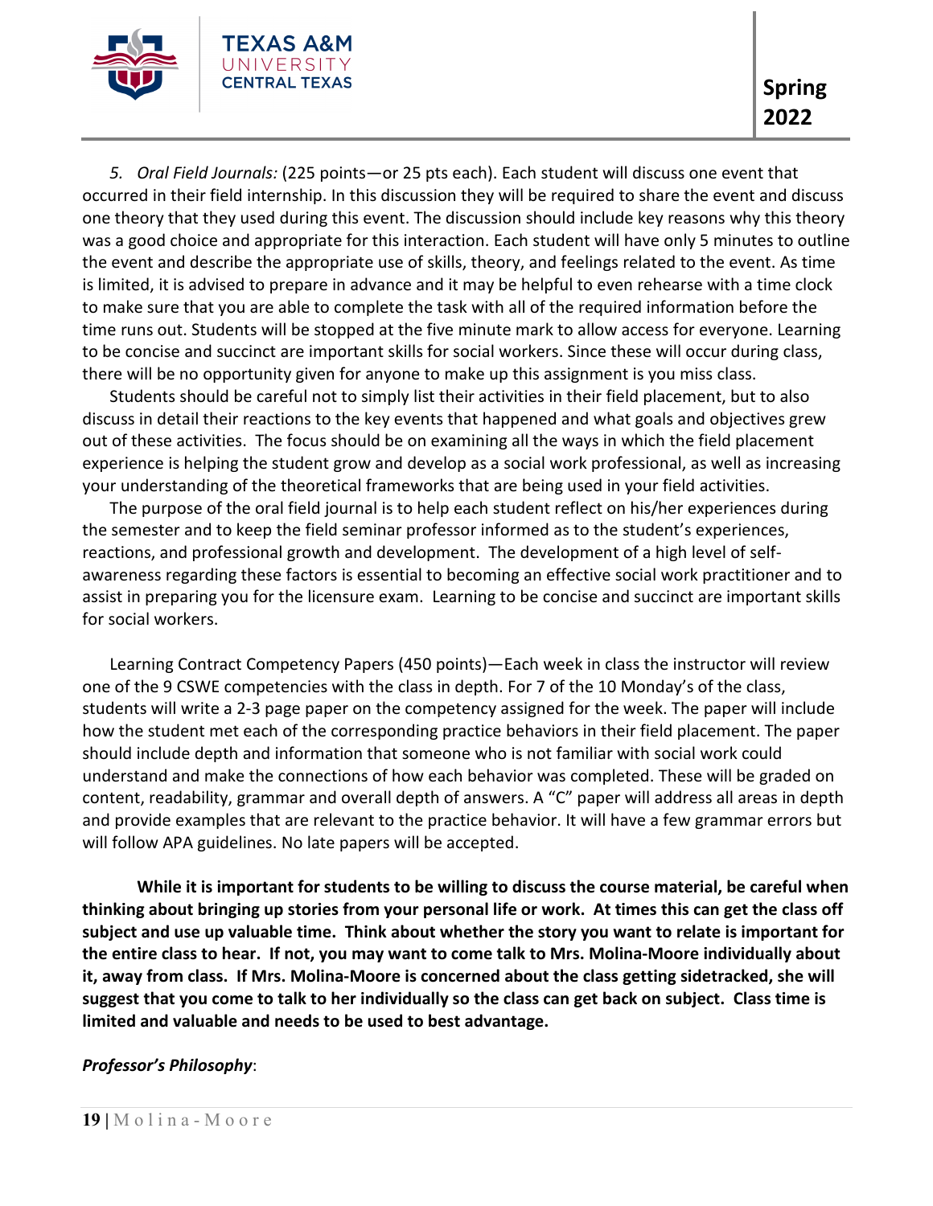5. *Oral Field Journals:* (225 points—or 25 pts each). Each student will discuss one event that occurred in their field internship. In this discussion they will be required to share the event and discuss one theory that they used during this event. The discussion should include key reasons why this theory was a good choice and appropriate for this interaction. Each student will have only 5 minutes to outline the event and describe the appropriate use of skills, theory, and feelings related to the event. As time is limited, it is advised to prepare in advance and it may be helpful to even rehearse with a time clock to make sure that you are able to complete the task with all of the required information before the time runs out. Students will be stopped at the five minute mark to allow access for everyone. Learning to be concise and succinct are important skills for social workers. Since these will occur during class, there will be no opportunity given for anyone to make up this assignment is you miss class.

Students should be careful not to simply list their activities in their field placement, but to also discuss in detail their reactions to the key events that happened and what goals and objectives grew out of these activities. The focus should be on examining all the ways in which the field placement experience is helping the student grow and develop as a social work professional, as well as increasing your understanding of the theoretical frameworks that are being used in your field activities.

The purpose of the oral field journal is to help each student reflect on his/her experiences during the semester and to keep the field seminar professor informed as to the student's experiences, reactions, and professional growth and development. The development of a high level of self-awareness regarding these factors is essential to becoming an effective social work practitioner and to assist in preparing you for the licensure exam. Learning to be concise and succinct are important skills for social workers.

Learning Contract Competency Papers (450 points)—Each week in class the instructor will review one of the 9 CSWE competencies with the class in depth. For 7 of the 10 Monday's of the class, students will write a 2-3 page paper on the competency assigned for the week. The paper will include how the student met each of the corresponding practice behaviors in their field placement. The paper should include depth and information that someone who is not familiar with social work could understand and make the connections of how each behavior was completed. These will be graded on content, readability, grammar and overall depth of answers. A "C" paper will address all areas in depth and provide examples that are relevant to the practice behavior. It will have a few grammar errors but will follow APA guidelines. No late papers will be accepted.

**While it is important for students to be willing to discuss the course material, be careful when thinking about bringing up stories from your personal life or work. At times this can get the class off subject and use up valuable time. Think about whether the story you want to relate is important for the entire class to hear. If not, you may want to come talk to Mrs. Molina-Moore individually about it, away from class. If Mrs. Molina-Moore is concerned about the class getting sidetracked, she will suggest that you come to talk to her individually so the class can get back on subject. Class time is limited and valuable and needs to be used to best advantage.**

***Professor's Philosophy***: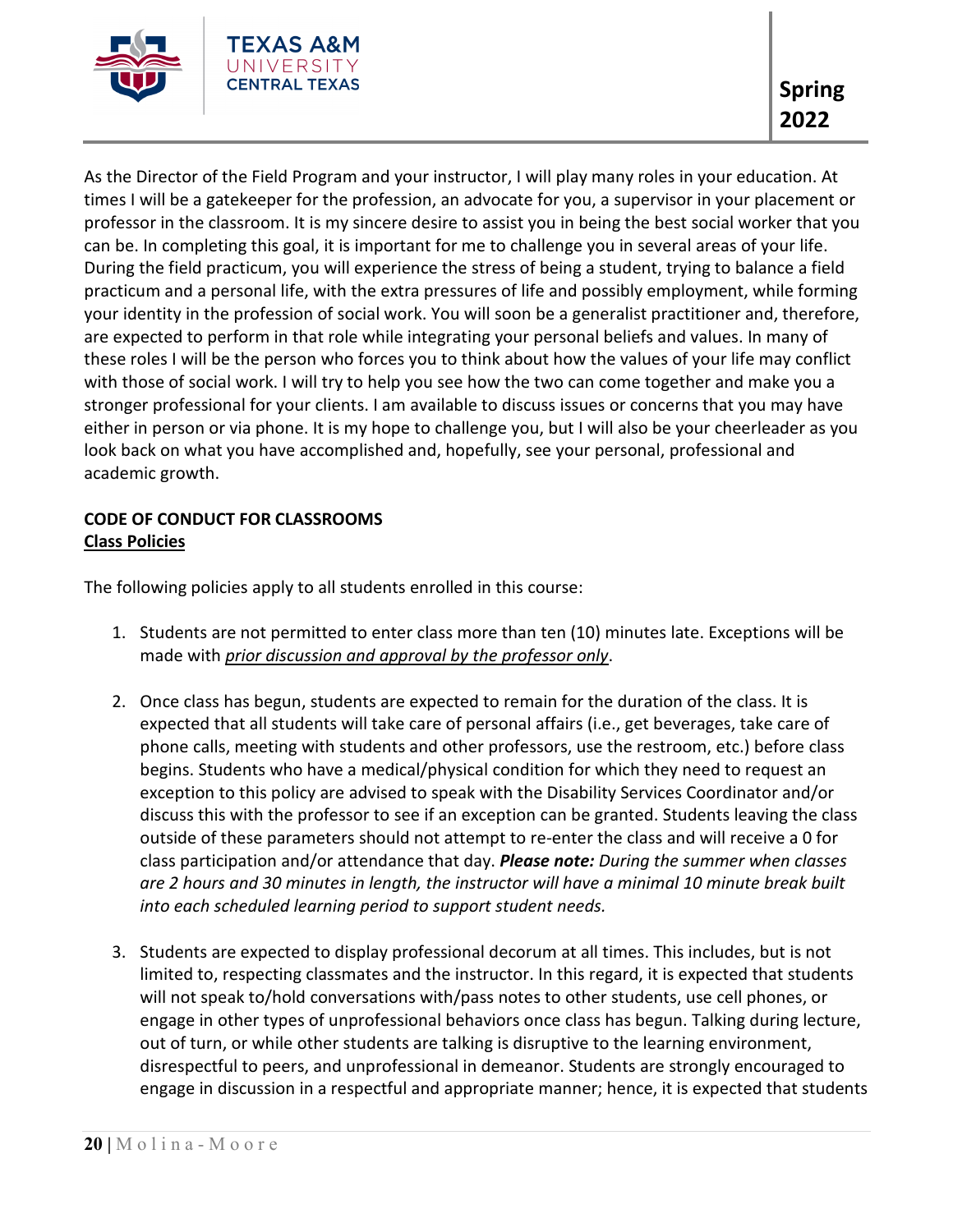As the Director of the Field Program and your instructor, I will play many roles in your education. At times I will be a gatekeeper for the profession, an advocate for you, a supervisor in your placement or professor in the classroom. It is my sincere desire to assist you in being the best social worker that you can be. In completing this goal, it is important for me to challenge you in several areas of your life. During the field practicum, you will experience the stress of being a student, trying to balance a field practicum and a personal life, with the extra pressures of life and possibly employment, while forming your identity in the profession of social work. You will soon be a generalist practitioner and, therefore, are expected to perform in that role while integrating your personal beliefs and values. In many of these roles I will be the person who forces you to think about how the values of your life may conflict with those of social work. I will try to help you see how the two can come together and make you a stronger professional for your clients. I am available to discuss issues or concerns that you may have either in person or via phone. It is my hope to challenge you, but I will also be your cheerleader as you look back on what you have accomplished and, hopefully, see your personal, professional and academic growth.

**CODE OF CONDUCT FOR CLASSROOMS**
**Class Policies**

The following policies apply to all students enrolled in this course:

1. Students are not permitted to enter class more than ten (10) minutes late. Exceptions will be made with *prior discussion and approval by the professor only*.

2. Once class has begun, students are expected to remain for the duration of the class. It is expected that all students will take care of personal affairs (i.e., get beverages, take care of phone calls, meeting with students and other professors, use the restroom, etc.) before class begins. Students who have a medical/physical condition for which they need to request an exception to this policy are advised to speak with the Disability Services Coordinator and/or discuss this with the professor to see if an exception can be granted. Students leaving the class outside of these parameters should not attempt to re-enter the class and will receive a 0 for class participation and/or attendance that day. ***Please note:*** *During the summer when classes are 2 hours and 30 minutes in length, the instructor will have a minimal 10 minute break built into each scheduled learning period to support student needs.*

3. Students are expected to display professional decorum at all times. This includes, but is not limited to, respecting classmates and the instructor. In this regard, it is expected that students will not speak to/hold conversations with/pass notes to other students, use cell phones, or engage in other types of unprofessional behaviors once class has begun. Talking during lecture, out of turn, or while other students are talking is disruptive to the learning environment, disrespectful to peers, and unprofessional in demeanor. Students are strongly encouraged to engage in discussion in a respectful and appropriate manner; hence, it is expected that students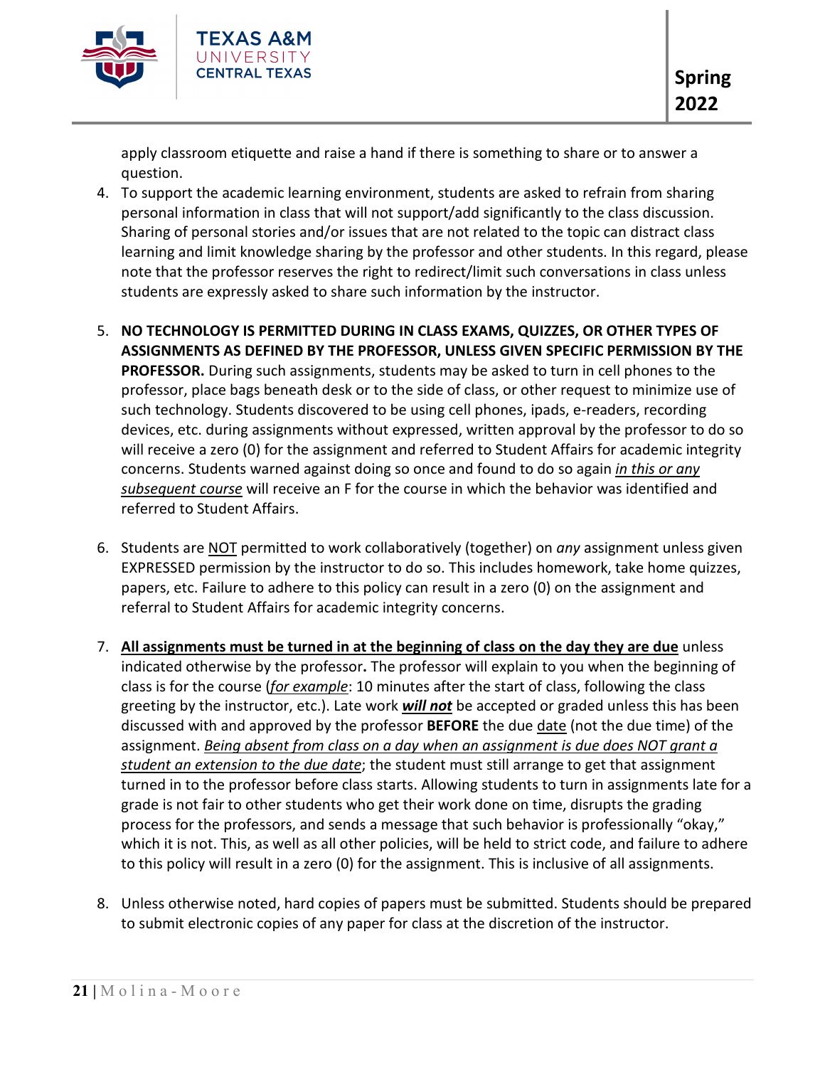apply classroom etiquette and raise a hand if there is something to share or to answer a question.

4. To support the academic learning environment, students are asked to refrain from sharing personal information in class that will not support/add significantly to the class discussion. Sharing of personal stories and/or issues that are not related to the topic can distract class learning and limit knowledge sharing by the professor and other students. In this regard, please note that the professor reserves the right to redirect/limit such conversations in class unless students are expressly asked to share such information by the instructor.

5. **NO TECHNOLOGY IS PERMITTED DURING IN CLASS EXAMS, QUIZZES, OR OTHER TYPES OF ASSIGNMENTS AS DEFINED BY THE PROFESSOR, UNLESS GIVEN SPECIFIC PERMISSION BY THE PROFESSOR.** During such assignments, students may be asked to turn in cell phones to the professor, place bags beneath desk or to the side of class, or other request to minimize use of such technology. Students discovered to be using cell phones, ipads, e-readers, recording devices, etc. during assignments without expressed, written approval by the professor to do so will receive a zero (0) for the assignment and referred to Student Affairs for academic integrity concerns. Students warned against doing so once and found to do so again *<u>in this or any subsequent course</u>* will receive an F for the course in which the behavior was identified and referred to Student Affairs.

6. Students are <u>NOT</u> permitted to work collaboratively (together) on *any* assignment unless given EXPRESSED permission by the instructor to do so. This includes homework, take home quizzes, papers, etc. Failure to adhere to this policy can result in a zero (0) on the assignment and referral to Student Affairs for academic integrity concerns.

7. **<u>All assignments must be turned in at the beginning of class on the day they are due</u>** unless indicated otherwise by the professor**.** The professor will explain to you when the beginning of class is for the course (*<u>for example</u>*: 10 minutes after the start of class, following the class greeting by the instructor, etc.). Late work ***<u>will not</u>*** be accepted or graded unless this has been discussed with and approved by the professor **BEFORE** the due <u>date</u> (not the due time) of the assignment. *<u>Being absent from class on a day when an assignment is due does NOT grant a student an extension to the due date</u>*; the student must still arrange to get that assignment turned in to the professor before class starts. Allowing students to turn in assignments late for a grade is not fair to other students who get their work done on time, disrupts the grading process for the professors, and sends a message that such behavior is professionally "okay," which it is not. This, as well as all other policies, will be held to strict code, and failure to adhere to this policy will result in a zero (0) for the assignment. This is inclusive of all assignments.

8. Unless otherwise noted, hard copies of papers must be submitted. Students should be prepared to submit electronic copies of any paper for class at the discretion of the instructor.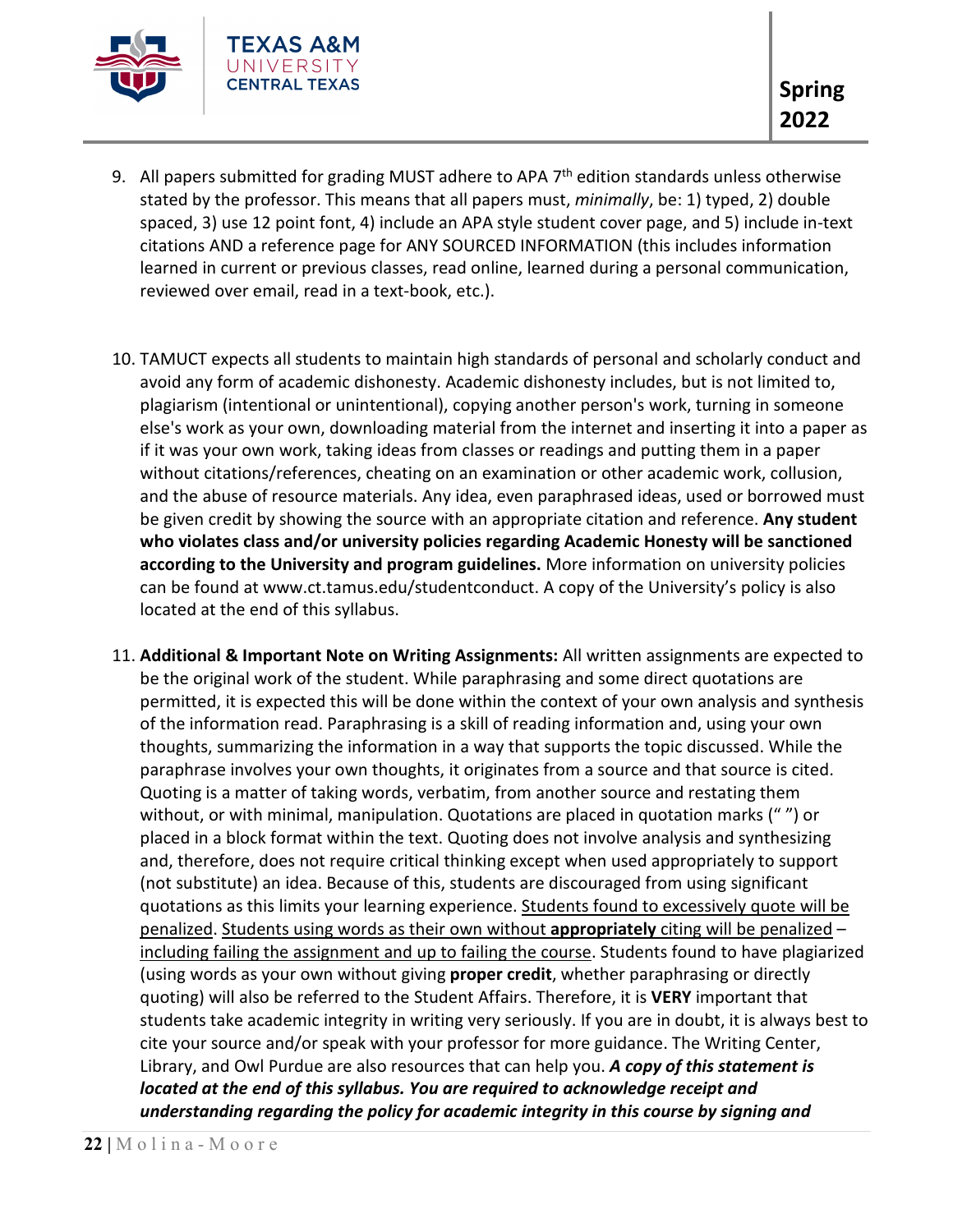9. All papers submitted for grading MUST adhere to APA 7th edition standards unless otherwise stated by the professor. This means that all papers must, *minimally*, be: 1) typed, 2) double spaced, 3) use 12 point font, 4) include an APA style student cover page, and 5) include in-text citations AND a reference page for ANY SOURCED INFORMATION (this includes information learned in current or previous classes, read online, learned during a personal communication, reviewed over email, read in a text-book, etc.).

10. TAMUCT expects all students to maintain high standards of personal and scholarly conduct and avoid any form of academic dishonesty. Academic dishonesty includes, but is not limited to, plagiarism (intentional or unintentional), copying another person's work, turning in someone else's work as your own, downloading material from the internet and inserting it into a paper as if it was your own work, taking ideas from classes or readings and putting them in a paper without citations/references, cheating on an examination or other academic work, collusion, and the abuse of resource materials. Any idea, even paraphrased ideas, used or borrowed must be given credit by showing the source with an appropriate citation and reference. **Any student who violates class and/or university policies regarding Academic Honesty will be sanctioned according to the University and program guidelines.** More information on university policies can be found at www.ct.tamus.edu/studentconduct. A copy of the University's policy is also located at the end of this syllabus.

11. **Additional & Important Note on Writing Assignments:** All written assignments are expected to be the original work of the student. While paraphrasing and some direct quotations are permitted, it is expected this will be done within the context of your own analysis and synthesis of the information read. Paraphrasing is a skill of reading information and, using your own thoughts, summarizing the information in a way that supports the topic discussed. While the paraphrase involves your own thoughts, it originates from a source and that source is cited. Quoting is a matter of taking words, verbatim, from another source and restating them without, or with minimal, manipulation. Quotations are placed in quotation marks (" ") or placed in a block format within the text. Quoting does not involve analysis and synthesizing and, therefore, does not require critical thinking except when used appropriately to support (not substitute) an idea. Because of this, students are discouraged from using significant quotations as this limits your learning experience. <u>Students found to excessively quote will be penalized</u>. <u>Students using words as their own without **appropriately** citing will be penalized</u> – <u>including failing the assignment and up to failing the course</u>. Students found to have plagiarized (using words as your own without giving **proper credit**, whether paraphrasing or directly quoting) will also be referred to the Student Affairs. Therefore, it is **VERY** important that students take academic integrity in writing very seriously. If you are in doubt, it is always best to cite your source and/or speak with your professor for more guidance. The Writing Center, Library, and Owl Purdue are also resources that can help you. ***A copy of this statement is located at the end of this syllabus. You are required to acknowledge receipt and understanding regarding the policy for academic integrity in this course by signing and***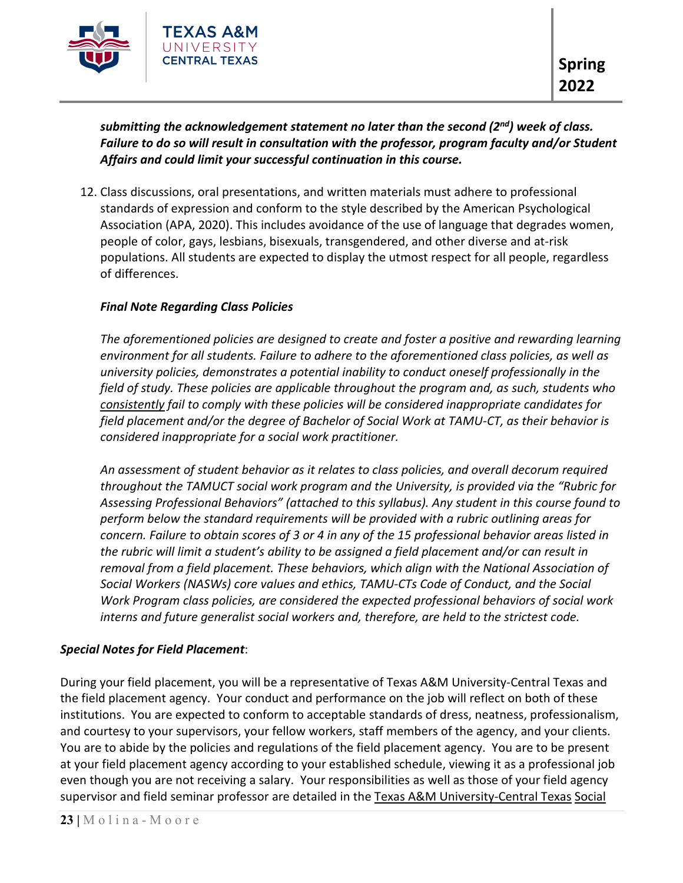***submitting the acknowledgement statement no later than the second (2nd) week of class. Failure to do so will result in consultation with the professor, program faculty and/or Student Affairs and could limit your successful continuation in this course.***

12. Class discussions, oral presentations, and written materials must adhere to professional standards of expression and conform to the style described by the American Psychological Association (APA, 2020). This includes avoidance of the use of language that degrades women, people of color, gays, lesbians, bisexuals, transgendered, and other diverse and at-risk populations. All students are expected to display the utmost respect for all people, regardless of differences.

***Final Note Regarding Class Policies***

*The aforementioned policies are designed to create and foster a positive and rewarding learning environment for all students. Failure to adhere to the aforementioned class policies, as well as university policies, demonstrates a potential inability to conduct oneself professionally in the field of study. These policies are applicable throughout the program and, as such, students who consistently fail to comply with these policies will be considered inappropriate candidates for field placement and/or the degree of Bachelor of Social Work at TAMU-CT, as their behavior is considered inappropriate for a social work practitioner.*

*An assessment of student behavior as it relates to class policies, and overall decorum required throughout the TAMUCT social work program and the University, is provided via the "Rubric for Assessing Professional Behaviors" (attached to this syllabus). Any student in this course found to perform below the standard requirements will be provided with a rubric outlining areas for concern. Failure to obtain scores of 3 or 4 in any of the 15 professional behavior areas listed in the rubric will limit a student's ability to be assigned a field placement and/or can result in removal from a field placement. These behaviors, which align with the National Association of Social Workers (NASWs) core values and ethics, TAMU-CTs Code of Conduct, and the Social Work Program class policies, are considered the expected professional behaviors of social work interns and future generalist social workers and, therefore, are held to the strictest code.*

***Special Notes for Field Placement***:

During your field placement, you will be a representative of Texas A&M University-Central Texas and the field placement agency. Your conduct and performance on the job will reflect on both of these institutions. You are expected to conform to acceptable standards of dress, neatness, professionalism, and courtesy to your supervisors, your fellow workers, staff members of the agency, and your clients. You are to abide by the policies and regulations of the field placement agency. You are to be present at your field placement agency according to your established schedule, viewing it as a professional job even though you are not receiving a salary. Your responsibilities as well as those of your field agency supervisor and field seminar professor are detailed in the Texas A&M University-Central Texas Social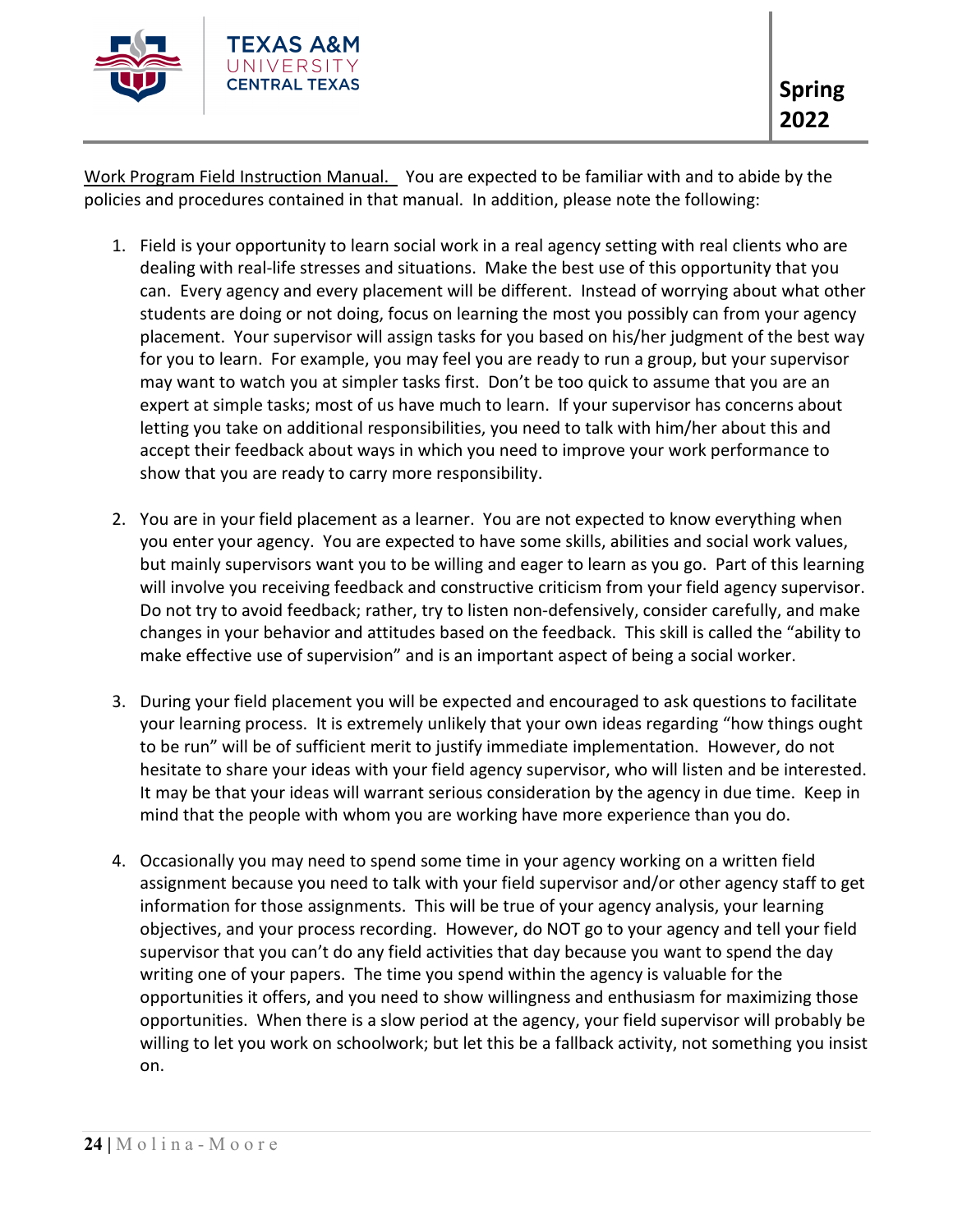Work Program Field Instruction Manual. You are expected to be familiar with and to abide by the policies and procedures contained in that manual. In addition, please note the following:

1. Field is your opportunity to learn social work in a real agency setting with real clients who are dealing with real-life stresses and situations. Make the best use of this opportunity that you can. Every agency and every placement will be different. Instead of worrying about what other students are doing or not doing, focus on learning the most you possibly can from your agency placement. Your supervisor will assign tasks for you based on his/her judgment of the best way for you to learn. For example, you may feel you are ready to run a group, but your supervisor may want to watch you at simpler tasks first. Don't be too quick to assume that you are an expert at simple tasks; most of us have much to learn. If your supervisor has concerns about letting you take on additional responsibilities, you need to talk with him/her about this and accept their feedback about ways in which you need to improve your work performance to show that you are ready to carry more responsibility.

2. You are in your field placement as a learner. You are not expected to know everything when you enter your agency. You are expected to have some skills, abilities and social work values, but mainly supervisors want you to be willing and eager to learn as you go. Part of this learning will involve you receiving feedback and constructive criticism from your field agency supervisor. Do not try to avoid feedback; rather, try to listen non-defensively, consider carefully, and make changes in your behavior and attitudes based on the feedback. This skill is called the "ability to make effective use of supervision" and is an important aspect of being a social worker.

3. During your field placement you will be expected and encouraged to ask questions to facilitate your learning process. It is extremely unlikely that your own ideas regarding "how things ought to be run" will be of sufficient merit to justify immediate implementation. However, do not hesitate to share your ideas with your field agency supervisor, who will listen and be interested. It may be that your ideas will warrant serious consideration by the agency in due time. Keep in mind that the people with whom you are working have more experience than you do.

4. Occasionally you may need to spend some time in your agency working on a written field assignment because you need to talk with your field supervisor and/or other agency staff to get information for those assignments. This will be true of your agency analysis, your learning objectives, and your process recording. However, do NOT go to your agency and tell your field supervisor that you can't do any field activities that day because you want to spend the day writing one of your papers. The time you spend within the agency is valuable for the opportunities it offers, and you need to show willingness and enthusiasm for maximizing those opportunities. When there is a slow period at the agency, your field supervisor will probably be willing to let you work on schoolwork; but let this be a fallback activity, not something you insist on.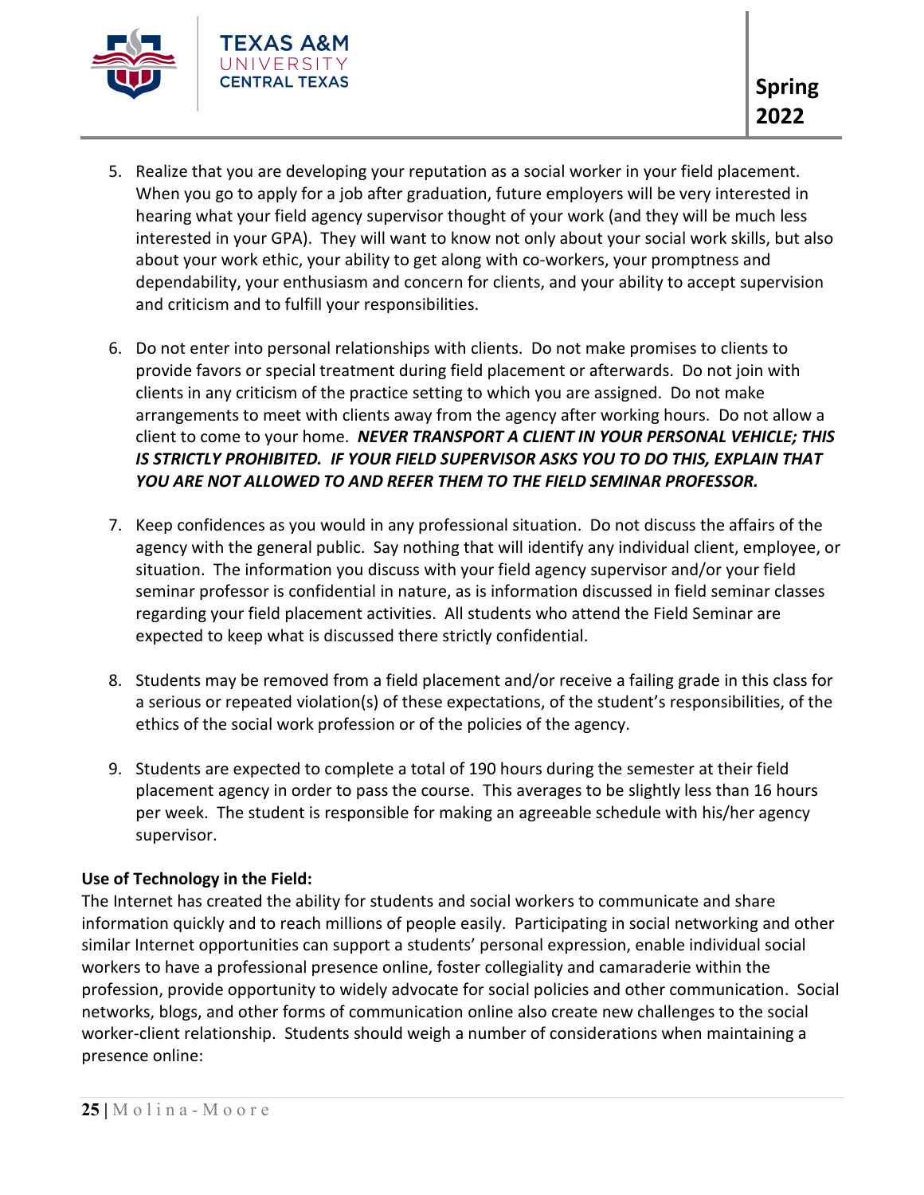5. Realize that you are developing your reputation as a social worker in your field placement. When you go to apply for a job after graduation, future employers will be very interested in hearing what your field agency supervisor thought of your work (and they will be much less interested in your GPA). They will want to know not only about your social work skills, but also about your work ethic, your ability to get along with co-workers, your promptness and dependability, your enthusiasm and concern for clients, and your ability to accept supervision and criticism and to fulfill your responsibilities.

6. Do not enter into personal relationships with clients. Do not make promises to clients to provide favors or special treatment during field placement or afterwards. Do not join with clients in any criticism of the practice setting to which you are assigned. Do not make arrangements to meet with clients away from the agency after working hours. Do not allow a client to come to your home. ***NEVER TRANSPORT A CLIENT IN YOUR PERSONAL VEHICLE; THIS IS STRICTLY PROHIBITED. IF YOUR FIELD SUPERVISOR ASKS YOU TO DO THIS, EXPLAIN THAT YOU ARE NOT ALLOWED TO AND REFER THEM TO THE FIELD SEMINAR PROFESSOR.***

7. Keep confidences as you would in any professional situation. Do not discuss the affairs of the agency with the general public. Say nothing that will identify any individual client, employee, or situation. The information you discuss with your field agency supervisor and/or your field seminar professor is confidential in nature, as is information discussed in field seminar classes regarding your field placement activities. All students who attend the Field Seminar are expected to keep what is discussed there strictly confidential.

8. Students may be removed from a field placement and/or receive a failing grade in this class for a serious or repeated violation(s) of these expectations, of the student's responsibilities, of the ethics of the social work profession or of the policies of the agency.

9. Students are expected to complete a total of 190 hours during the semester at their field placement agency in order to pass the course. This averages to be slightly less than 16 hours per week. The student is responsible for making an agreeable schedule with his/her agency supervisor.

**Use of Technology in the Field:**

The Internet has created the ability for students and social workers to communicate and share information quickly and to reach millions of people easily. Participating in social networking and other similar Internet opportunities can support a students' personal expression, enable individual social workers to have a professional presence online, foster collegiality and camaraderie within the profession, provide opportunity to widely advocate for social policies and other communication. Social networks, blogs, and other forms of communication online also create new challenges to the social worker-client relationship. Students should weigh a number of considerations when maintaining a presence online: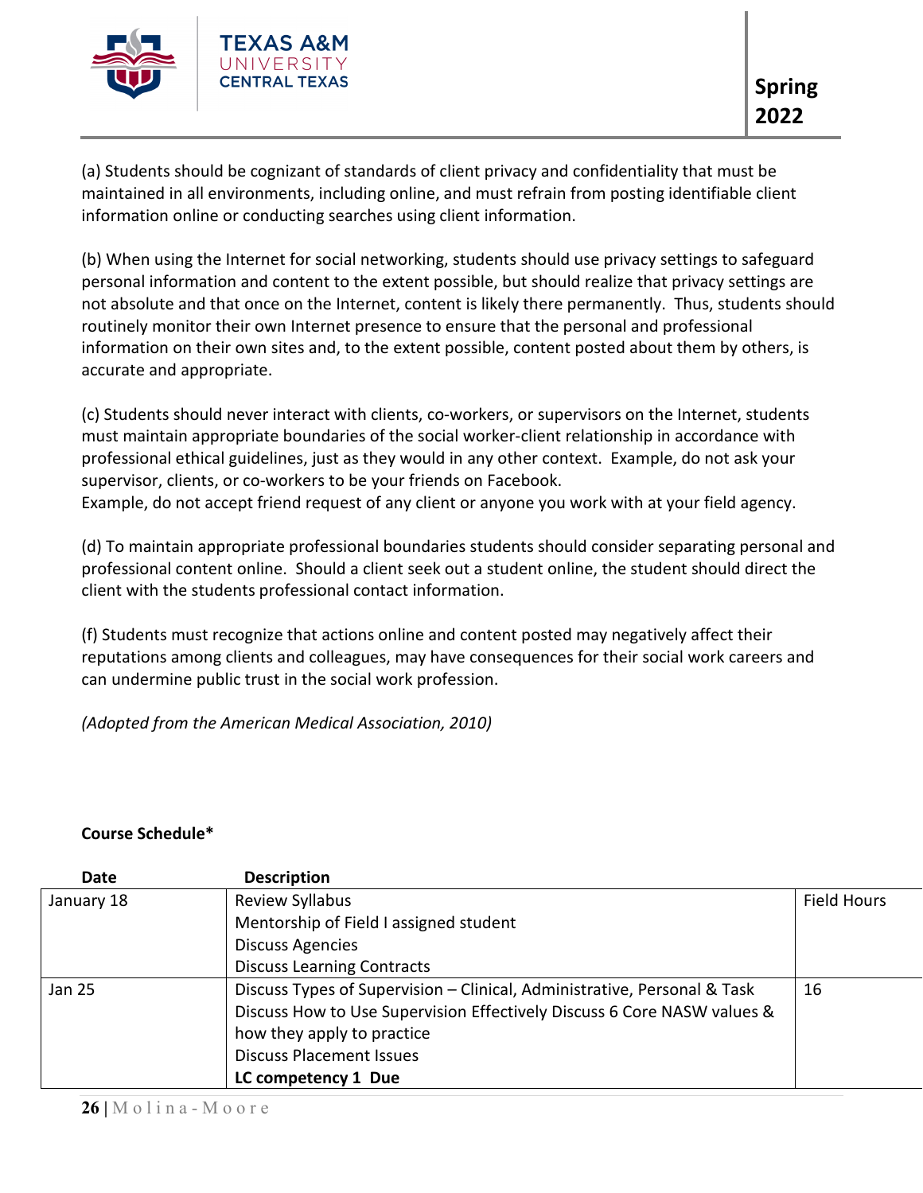(a) Students should be cognizant of standards of client privacy and confidentiality that must be maintained in all environments, including online, and must refrain from posting identifiable client information online or conducting searches using client information.

(b) When using the Internet for social networking, students should use privacy settings to safeguard personal information and content to the extent possible, but should realize that privacy settings are not absolute and that once on the Internet, content is likely there permanently. Thus, students should routinely monitor their own Internet presence to ensure that the personal and professional information on their own sites and, to the extent possible, content posted about them by others, is accurate and appropriate.

(c) Students should never interact with clients, co-workers, or supervisors on the Internet, students must maintain appropriate boundaries of the social worker-client relationship in accordance with professional ethical guidelines, just as they would in any other context. Example, do not ask your supervisor, clients, or co-workers to be your friends on Facebook.
Example, do not accept friend request of any client or anyone you work with at your field agency.

(d) To maintain appropriate professional boundaries students should consider separating personal and professional content online. Should a client seek out a student online, the student should direct the client with the students professional contact information.

(f) Students must recognize that actions online and content posted may negatively affect their reputations among clients and colleagues, may have consequences for their social work careers and can undermine public trust in the social work profession.

*(Adopted from the American Medical Association, 2010)*

**Course Schedule***

| Date | Description | |
|---|---|---|
| January 18 | Review Syllabus<br>Mentorship of Field I assigned student<br>Discuss Agencies<br>Discuss Learning Contracts | Field Hours |
| Jan 25 | Discuss Types of Supervision – Clinical, Administrative, Personal & Task<br>Discuss How to Use Supervision Effectively Discuss 6 Core NASW values & how they apply to practice<br>Discuss Placement Issues<br>**LC competency 1 Due** | 16 |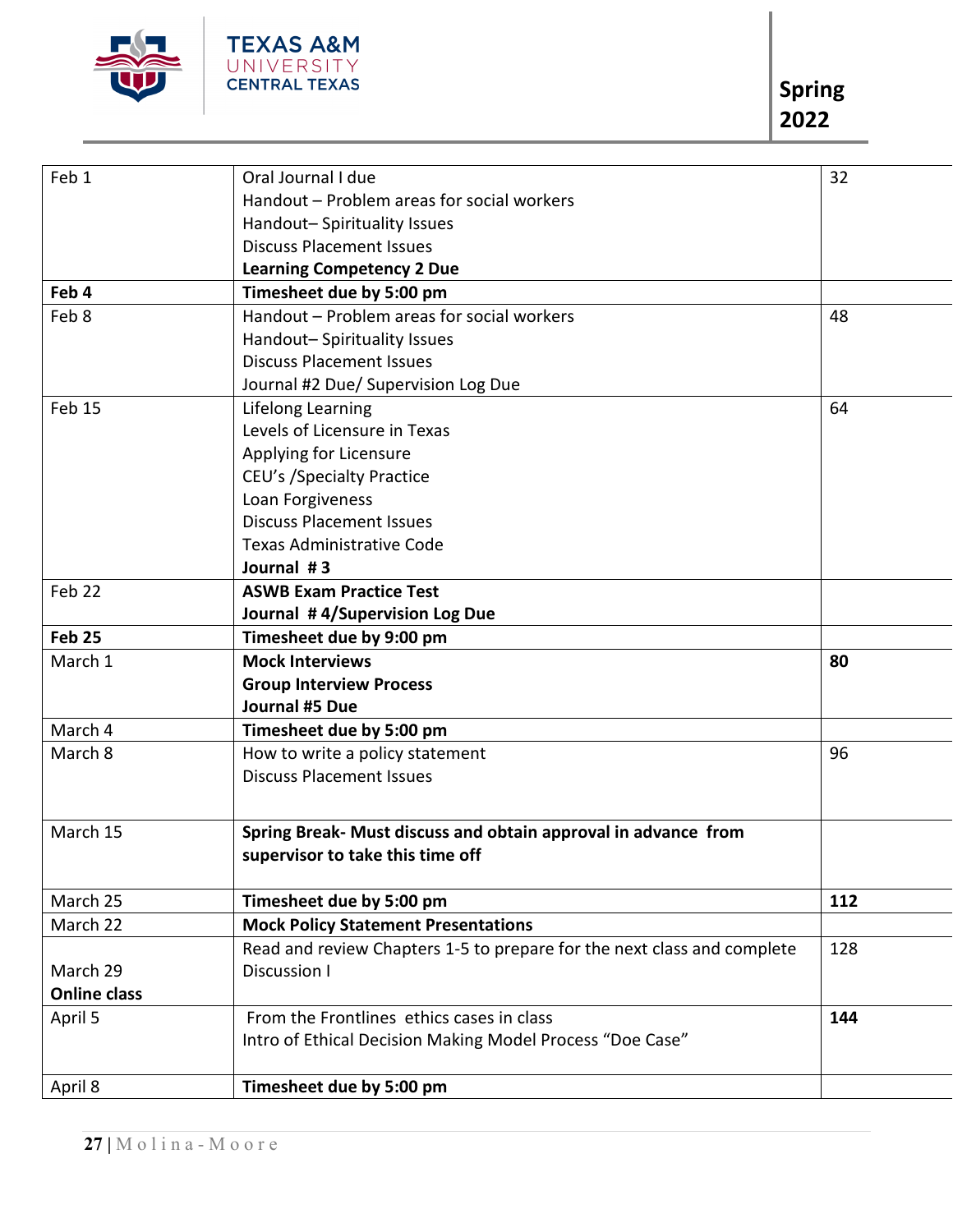| | | |
|---|---|---|
| Feb 1 | Oral Journal I due<br>Handout – Problem areas for social workers<br>Handout– Spirituality Issues<br>Discuss Placement Issues<br>**Learning Competency 2 Due** | 32 |
| **Feb 4** | **Timesheet due by 5:00 pm** | |
| Feb 8 | Handout – Problem areas for social workers<br>Handout– Spirituality Issues<br>Discuss Placement Issues<br>Journal #2 Due/ Supervision Log Due | 48 |
| Feb 15 | Lifelong Learning<br>Levels of Licensure in Texas<br>Applying for Licensure<br>CEU's /Specialty Practice<br>Loan Forgiveness<br>Discuss Placement Issues<br>Texas Administrative Code<br>**Journal # 3** | 64 |
| Feb 22 | **ASWB Exam Practice Test**<br>**Journal # 4/Supervision Log Due** | |
| **Feb 25** | **Timesheet due by 9:00 pm** | |
| March 1 | **Mock Interviews**<br>**Group Interview Process**<br>**Journal #5 Due** | **80** |
| March 4 | **Timesheet due by 5:00 pm** | |
| March 8 | How to write a policy statement<br>Discuss Placement Issues | 96 |
| March 15 | **Spring Break- Must discuss and obtain approval in advance from supervisor to take this time off** | |
| March 25 | **Timesheet due by 5:00 pm** | **112** |
| March 22 | **Mock Policy Statement Presentations** | |
| March 29<br>**Online class** | Read and review Chapters 1-5 to prepare for the next class and complete Discussion I | 128 |
| April 5 | From the Frontlines ethics cases in class<br>Intro of Ethical Decision Making Model Process "Doe Case" | **144** |
| April 8 | **Timesheet due by 5:00 pm** | |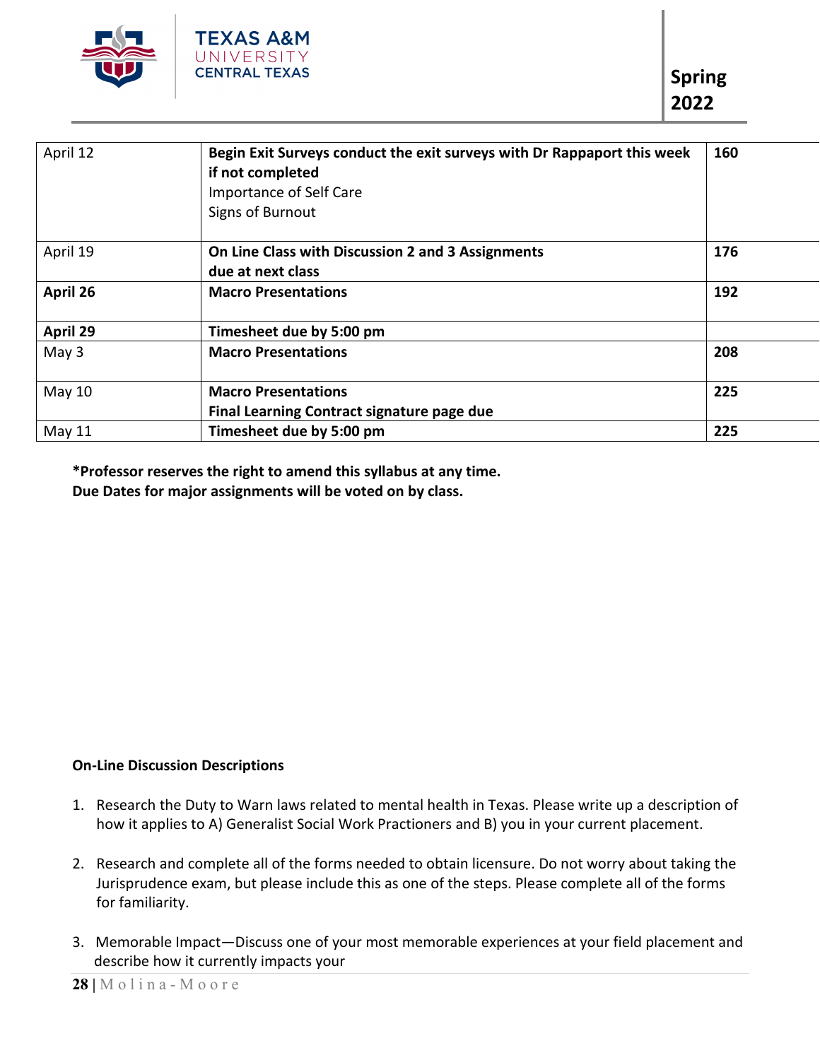| April 12 | **Begin Exit Surveys conduct the exit surveys with Dr Rappaport this week if not completed**<br>Importance of Self Care<br>Signs of Burnout | **160** |
|---|---|---|
| April 19 | **On Line Class with Discussion 2 and 3 Assignments due at next class** | **176** |
| **April 26** | **Macro Presentations** | **192** |
| **April 29** | **Timesheet due by 5:00 pm** | |
| May 3 | **Macro Presentations** | **208** |
| May 10 | **Macro Presentations**<br>**Final Learning Contract signature page due** | **225** |
| May 11 | **Timesheet due by 5:00 pm** | **225** |

**\*Professor reserves the right to amend this syllabus at any time.**
**Due Dates for major assignments will be voted on by class.**

**On-Line Discussion Descriptions**

1. Research the Duty to Warn laws related to mental health in Texas. Please write up a description of how it applies to A) Generalist Social Work Practioners and B) you in your current placement.

2. Research and complete all of the forms needed to obtain licensure. Do not worry about taking the Jurisprudence exam, but please include this as one of the steps. Please complete all of the forms for familiarity.

3. Memorable Impact—Discuss one of your most memorable experiences at your field placement and describe how it currently impacts your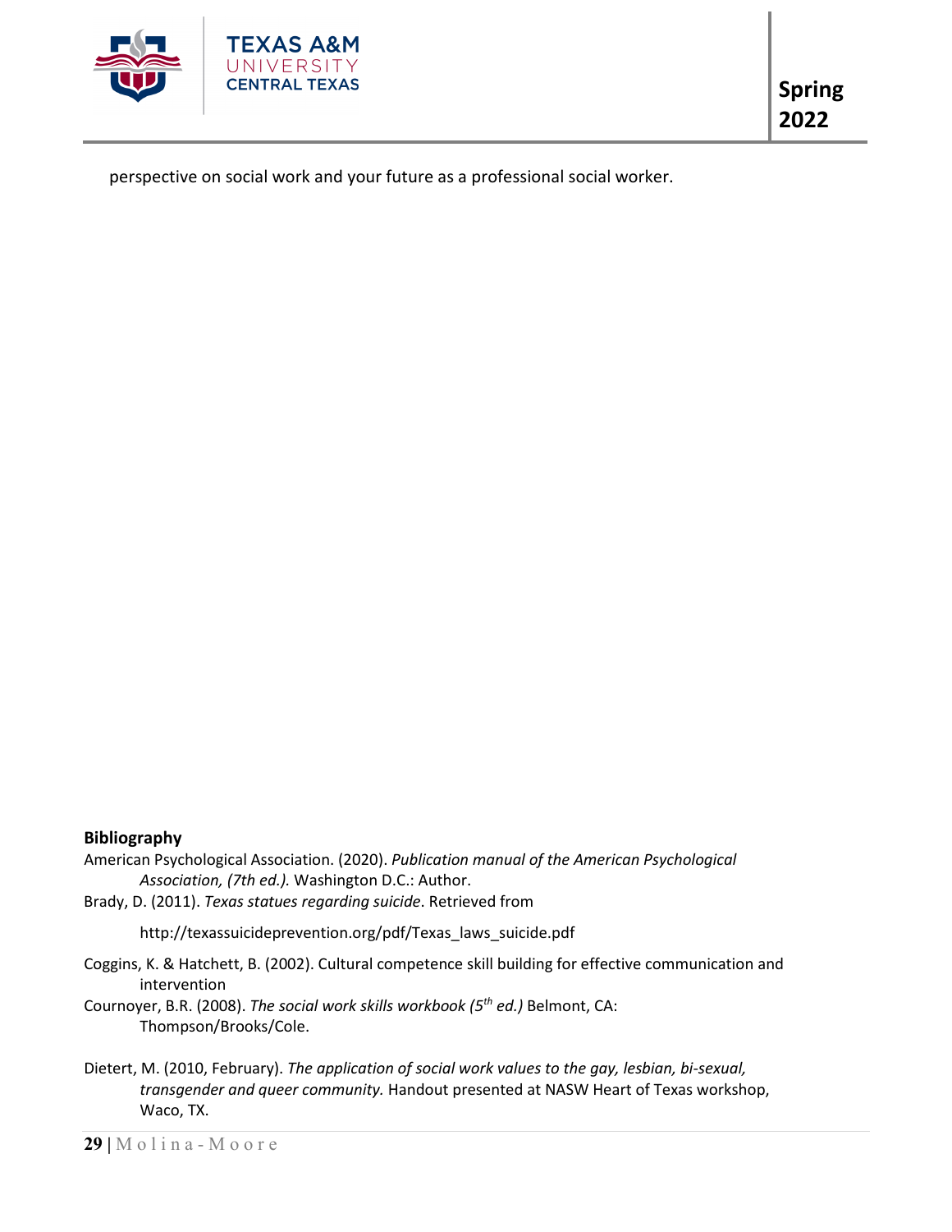perspective on social work and your future as a professional social worker.

**Bibliography**

American Psychological Association. (2020). *Publication manual of the American Psychological Association, (7th ed.).* Washington D.C.: Author.

Brady, D. (2011). *Texas statues regarding suicide*. Retrieved from http://texassuicideprevention.org/pdf/Texas_laws_suicide.pdf

Coggins, K. & Hatchett, B. (2002). Cultural competence skill building for effective communication and intervention

Cournoyer, B.R. (2008). *The social work skills workbook (5th ed.)* Belmont, CA: Thompson/Brooks/Cole.

Dietert, M. (2010, February). *The application of social work values to the gay, lesbian, bi-sexual, transgender and queer community.* Handout presented at NASW Heart of Texas workshop, Waco, TX.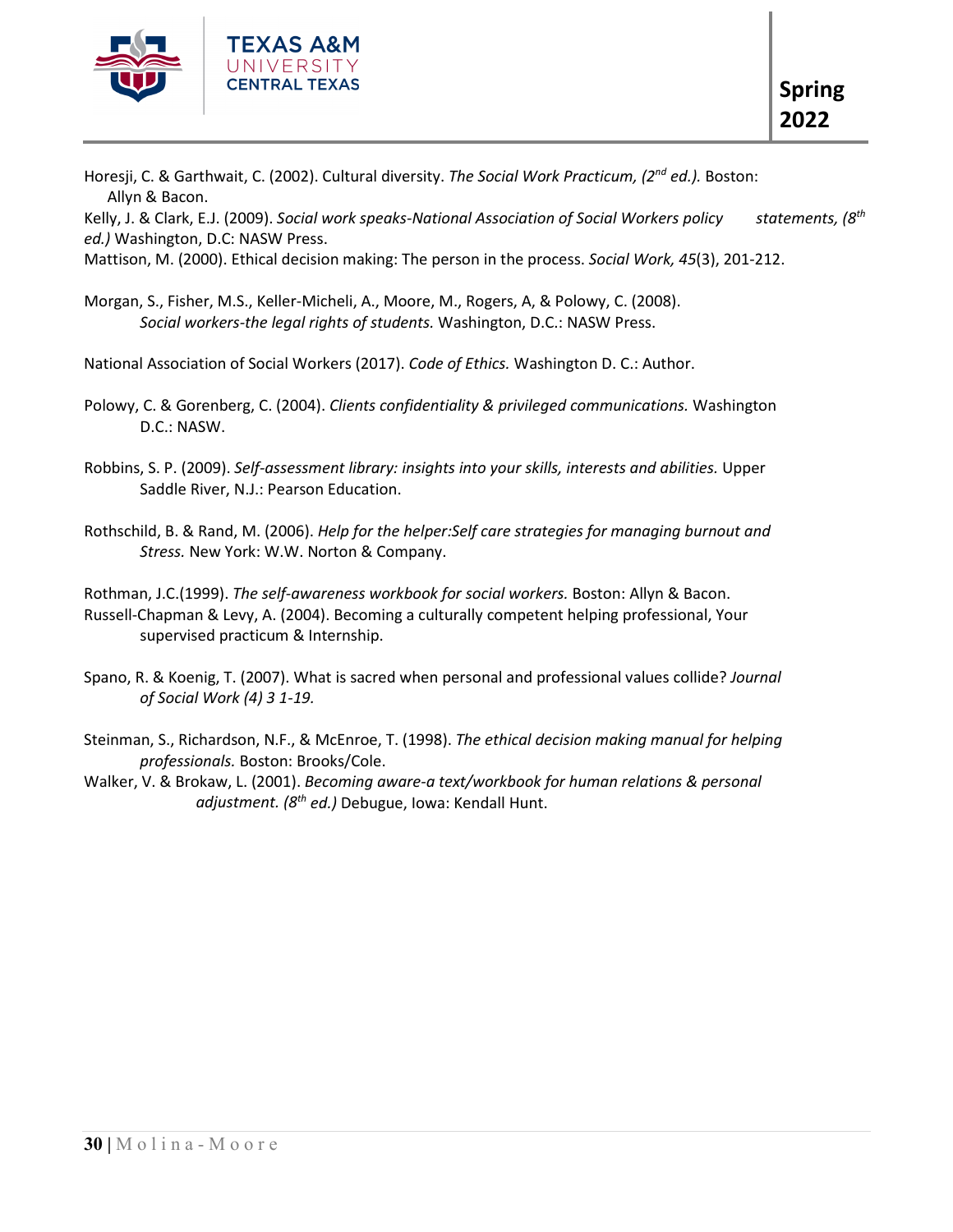Horesji, C. & Garthwait, C. (2002). Cultural diversity. *The Social Work Practicum, (2nd ed.).* Boston: Allyn & Bacon.

Kelly, J. & Clark, E.J. (2009). *Social work speaks-National Association of Social Workers policy statements, (8th ed.)* Washington, D.C: NASW Press.

Mattison, M. (2000). Ethical decision making: The person in the process. *Social Work, 45*(3), 201-212.

Morgan, S., Fisher, M.S., Keller-Micheli, A., Moore, M., Rogers, A, & Polowy, C. (2008). *Social workers-the legal rights of students.* Washington, D.C.: NASW Press.

National Association of Social Workers (2017). *Code of Ethics.* Washington D. C.: Author.

Polowy, C. & Gorenberg, C. (2004). *Clients confidentiality & privileged communications.* Washington D.C.: NASW.

Robbins, S. P. (2009). *Self-assessment library: insights into your skills, interests and abilities.* Upper Saddle River, N.J.: Pearson Education.

Rothschild, B. & Rand, M. (2006). *Help for the helper:Self care strategies for managing burnout and Stress.* New York: W.W. Norton & Company.

Rothman, J.C.(1999). *The self-awareness workbook for social workers.* Boston: Allyn & Bacon.

Russell-Chapman & Levy, A. (2004). Becoming a culturally competent helping professional, Your supervised practicum & Internship.

Spano, R. & Koenig, T. (2007). What is sacred when personal and professional values collide? *Journal of Social Work (4) 3 1-19.*

Steinman, S., Richardson, N.F., & McEnroe, T. (1998). *The ethical decision making manual for helping professionals.* Boston: Brooks/Cole.

Walker, V. & Brokaw, L. (2001). *Becoming aware-a text/workbook for human relations & personal adjustment. (8th ed.)* Debugue, Iowa: Kendall Hunt.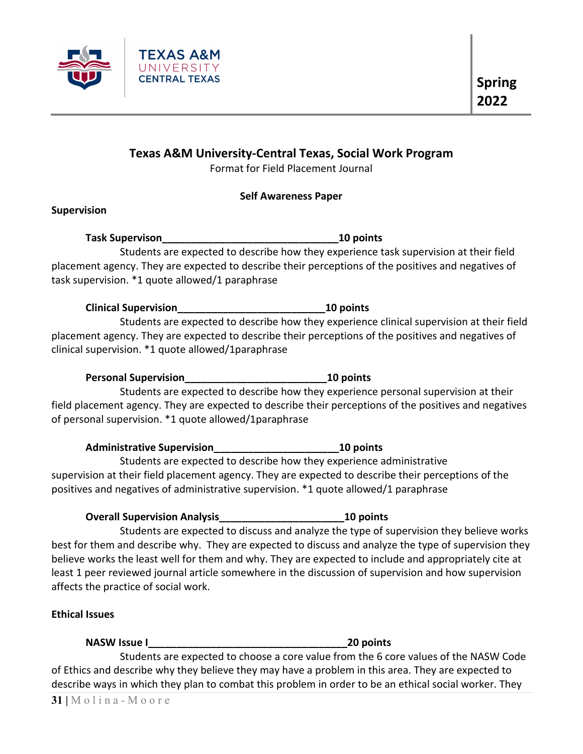## Texas A&M University-Central Texas, Social Work Program

Format for Field Placement Journal

**Self Awareness Paper**

**Supervision**

**Task Supervison_______________________________10 points**

Students are expected to describe how they experience task supervision at their field placement agency. They are expected to describe their perceptions of the positives and negatives of task supervision. *1 quote allowed/1 paraphrase

**Clinical Supervision__________________________10 points**

Students are expected to describe how they experience clinical supervision at their field placement agency. They are expected to describe their perceptions of the positives and negatives of clinical supervision. *1 quote allowed/1paraphrase

**Personal Supervision_________________________10 points**

Students are expected to describe how they experience personal supervision at their field placement agency. They are expected to describe their perceptions of the positives and negatives of personal supervision. *1 quote allowed/1paraphrase

**Administrative Supervision_____________________10 points**

Students are expected to describe how they experience administrative supervision at their field placement agency. They are expected to describe their perceptions of the positives and negatives of administrative supervision. *1 quote allowed/1 paraphrase

**Overall Supervision Analysis_____________________10 points**

Students are expected to discuss and analyze the type of supervision they believe works best for them and describe why. They are expected to discuss and analyze the type of supervision they believe works the least well for them and why. They are expected to include and appropriately cite at least 1 peer reviewed journal article somewhere in the discussion of supervision and how supervision affects the practice of social work.

**Ethical Issues**

**NASW Issue I___________________________________20 points**

Students are expected to choose a core value from the 6 core values of the NASW Code of Ethics and describe why they believe they may have a problem in this area. They are expected to describe ways in which they plan to combat this problem in order to be an ethical social worker. They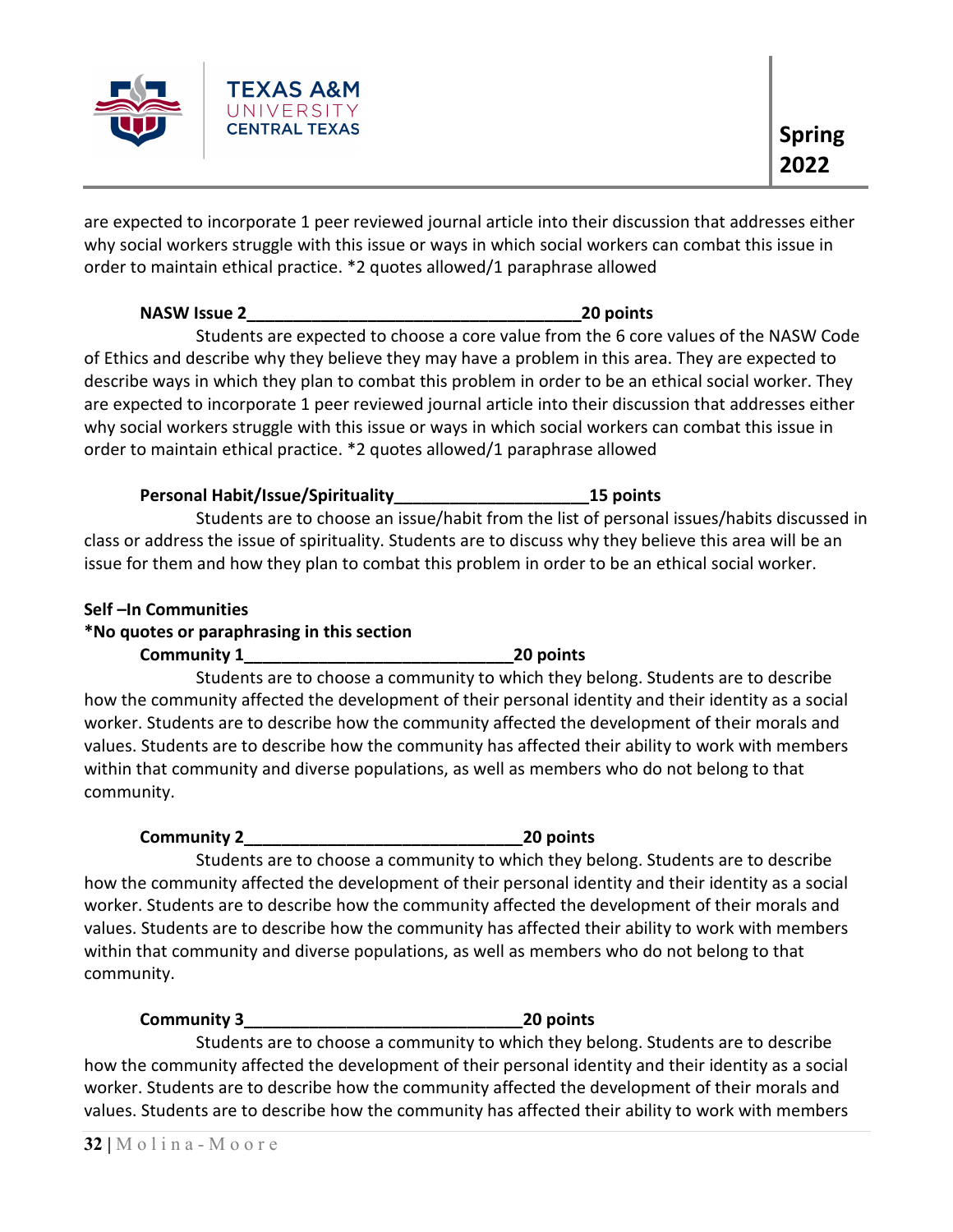are expected to incorporate 1 peer reviewed journal article into their discussion that addresses either why social workers struggle with this issue or ways in which social workers can combat this issue in order to maintain ethical practice. *2 quotes allowed/1 paraphrase allowed

**NASW Issue 2____________________________________20 points**

Students are expected to choose a core value from the 6 core values of the NASW Code of Ethics and describe why they believe they may have a problem in this area. They are expected to describe ways in which they plan to combat this problem in order to be an ethical social worker. They are expected to incorporate 1 peer reviewed journal article into their discussion that addresses either why social workers struggle with this issue or ways in which social workers can combat this issue in order to maintain ethical practice. *2 quotes allowed/1 paraphrase allowed

**Personal Habit/Issue/Spirituality_____________________15 points**

Students are to choose an issue/habit from the list of personal issues/habits discussed in class or address the issue of spirituality. Students are to discuss why they believe this area will be an issue for them and how they plan to combat this problem in order to be an ethical social worker.

**Self –In Communities**

***No quotes or paraphrasing in this section**

**Community 1_____________________________20 points**

Students are to choose a community to which they belong. Students are to describe how the community affected the development of their personal identity and their identity as a social worker. Students are to describe how the community affected the development of their morals and values. Students are to describe how the community has affected their ability to work with members within that community and diverse populations, as well as members who do not belong to that community.

**Community 2______________________________20 points**

Students are to choose a community to which they belong. Students are to describe how the community affected the development of their personal identity and their identity as a social worker. Students are to describe how the community affected the development of their morals and values. Students are to describe how the community has affected their ability to work with members within that community and diverse populations, as well as members who do not belong to that community.

**Community 3______________________________20 points**

Students are to choose a community to which they belong. Students are to describe how the community affected the development of their personal identity and their identity as a social worker. Students are to describe how the community affected the development of their morals and values. Students are to describe how the community has affected their ability to work with members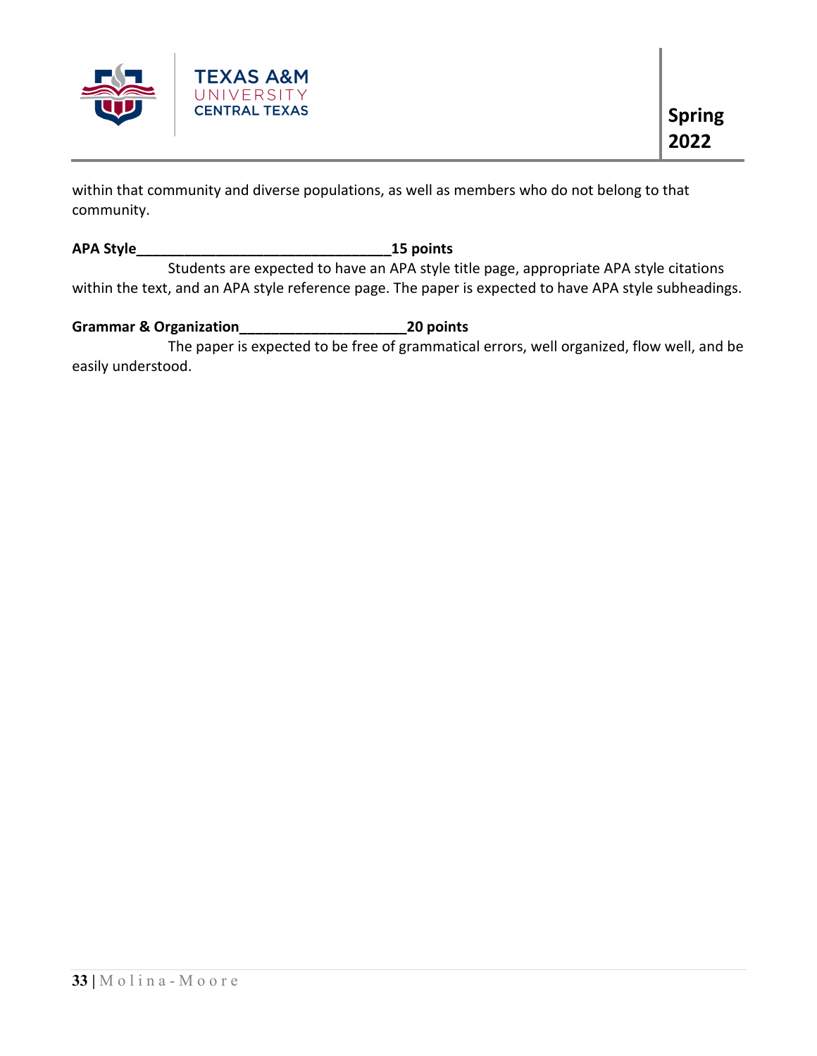within that community and diverse populations, as well as members who do not belong to that community.

**APA Style________________________________15 points**

Students are expected to have an APA style title page, appropriate APA style citations within the text, and an APA style reference page. The paper is expected to have APA style subheadings.

**Grammar & Organization_____________________20 points**

The paper is expected to be free of grammatical errors, well organized, flow well, and be easily understood.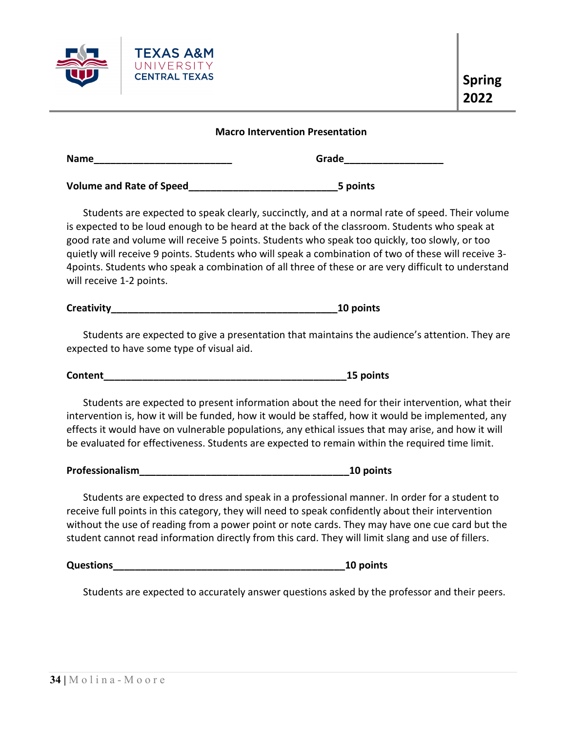# Macro Intervention Presentation

**Name**_________________________ **Grade**_________________

**Volume and Rate of Speed**__________________________**5 points**

Students are expected to speak clearly, succinctly, and at a normal rate of speed. Their volume is expected to be loud enough to be heard at the back of the classroom. Students who speak at good rate and volume will receive 5 points. Students who speak too quickly, too slowly, or too quietly will receive 9 points. Students who will speak a combination of two of these will receive 3-4points. Students who speak a combination of all three of these or are very difficult to understand will receive 1-2 points.

**Creativity**________________________________________**10 points**

Students are expected to give a presentation that maintains the audience's attention. They are expected to have some type of visual aid.

**Content**____________________________________________**15 points**

Students are expected to present information about the need for their intervention, what their intervention is, how it will be funded, how it would be staffed, how it would be implemented, any effects it would have on vulnerable populations, any ethical issues that may arise, and how it will be evaluated for effectiveness. Students are expected to remain within the required time limit.

**Professionalism**_____________________________________**10 points**

Students are expected to dress and speak in a professional manner. In order for a student to receive full points in this category, they will need to speak confidently about their intervention without the use of reading from a power point or note cards. They may have one cue card but the student cannot read information directly from this card. They will limit slang and use of fillers.

**Questions**__________________________________________**10 points**

Students are expected to accurately answer questions asked by the professor and their peers.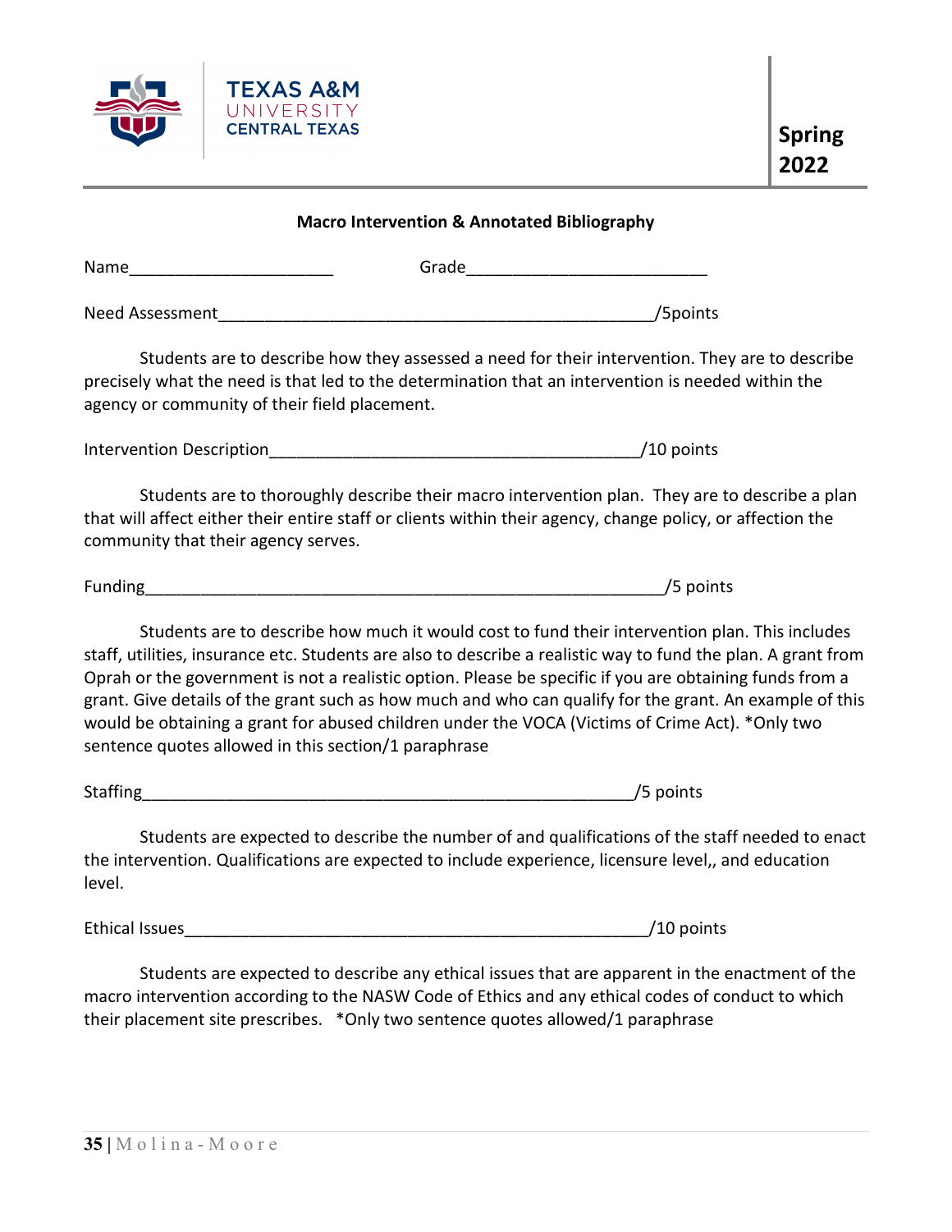Texas A&M University Central Texas

**Spring 2022**

## Macro Intervention & Annotated Bibliography

Name______________________ Grade__________________________

Need Assessment_______________________________________________/5points

Students are to describe how they assessed a need for their intervention. They are to describe precisely what the need is that led to the determination that an intervention is needed within the agency or community of their field placement.

Intervention Description________________________________________/10 points

Students are to thoroughly describe their macro intervention plan. They are to describe a plan that will affect either their entire staff or clients within their agency, change policy, or affection the community that their agency serves.

Funding_________________________________________________________/5 points

Students are to describe how much it would cost to fund their intervention plan. This includes staff, utilities, insurance etc. Students are also to describe a realistic way to fund the plan. A grant from Oprah or the government is not a realistic option. Please be specific if you are obtaining funds from a grant. Give details of the grant such as how much and who can qualify for the grant. An example of this would be obtaining a grant for abused children under the VOCA (Victims of Crime Act). *Only two sentence quotes allowed in this section/1 paraphrase

Staffing______________________________________________________/5 points

Students are expected to describe the number of and qualifications of the staff needed to enact the intervention. Qualifications are expected to include experience, licensure level,, and education level.

Ethical Issues__________________________________________________/10 points

Students are expected to describe any ethical issues that are apparent in the enactment of the macro intervention according to the NASW Code of Ethics and any ethical codes of conduct to which their placement site prescribes. *Only two sentence quotes allowed/1 paraphrase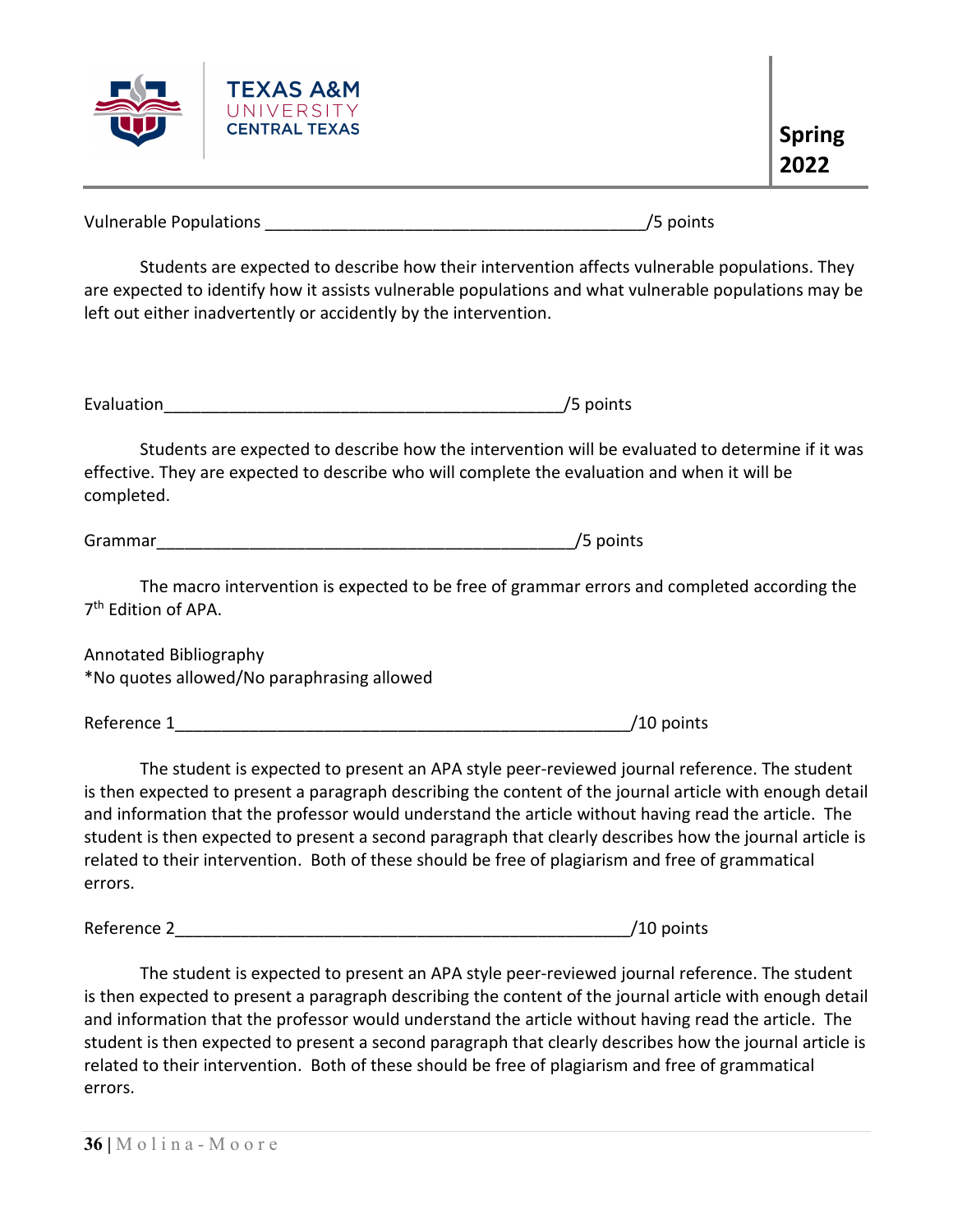Vulnerable Populations ________________________________________/5 points

Students are expected to describe how their intervention affects vulnerable populations. They are expected to identify how it assists vulnerable populations and what vulnerable populations may be left out either inadvertently or accidently by the intervention.

Evaluation___________________________________________/5 points

Students are expected to describe how the intervention will be evaluated to determine if it was effective. They are expected to describe who will complete the evaluation and when it will be completed.

Grammar_____________________________________________/5 points

The macro intervention is expected to be free of grammar errors and completed according the 7th Edition of APA.

Annotated Bibliography
*No quotes allowed/No paraphrasing allowed

Reference 1_________________________________________________/10 points

The student is expected to present an APA style peer-reviewed journal reference. The student is then expected to present a paragraph describing the content of the journal article with enough detail and information that the professor would understand the article without having read the article. The student is then expected to present a second paragraph that clearly describes how the journal article is related to their intervention. Both of these should be free of plagiarism and free of grammatical errors.

Reference 2_________________________________________________/10 points

The student is expected to present an APA style peer-reviewed journal reference. The student is then expected to present a paragraph describing the content of the journal article with enough detail and information that the professor would understand the article without having read the article. The student is then expected to present a second paragraph that clearly describes how the journal article is related to their intervention. Both of these should be free of plagiarism and free of grammatical errors.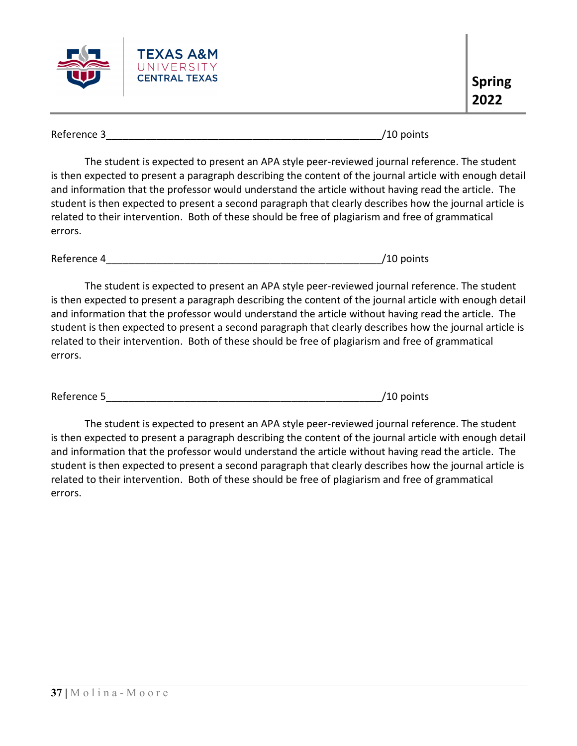Reference 3__________________________________________________/10 points

The student is expected to present an APA style peer-reviewed journal reference. The student is then expected to present a paragraph describing the content of the journal article with enough detail and information that the professor would understand the article without having read the article. The student is then expected to present a second paragraph that clearly describes how the journal article is related to their intervention. Both of these should be free of plagiarism and free of grammatical errors.

Reference 4__________________________________________________/10 points

The student is expected to present an APA style peer-reviewed journal reference. The student is then expected to present a paragraph describing the content of the journal article with enough detail and information that the professor would understand the article without having read the article. The student is then expected to present a second paragraph that clearly describes how the journal article is related to their intervention. Both of these should be free of plagiarism and free of grammatical errors.

Reference 5__________________________________________________/10 points

The student is expected to present an APA style peer-reviewed journal reference. The student is then expected to present a paragraph describing the content of the journal article with enough detail and information that the professor would understand the article without having read the article. The student is then expected to present a second paragraph that clearly describes how the journal article is related to their intervention. Both of these should be free of plagiarism and free of grammatical errors.